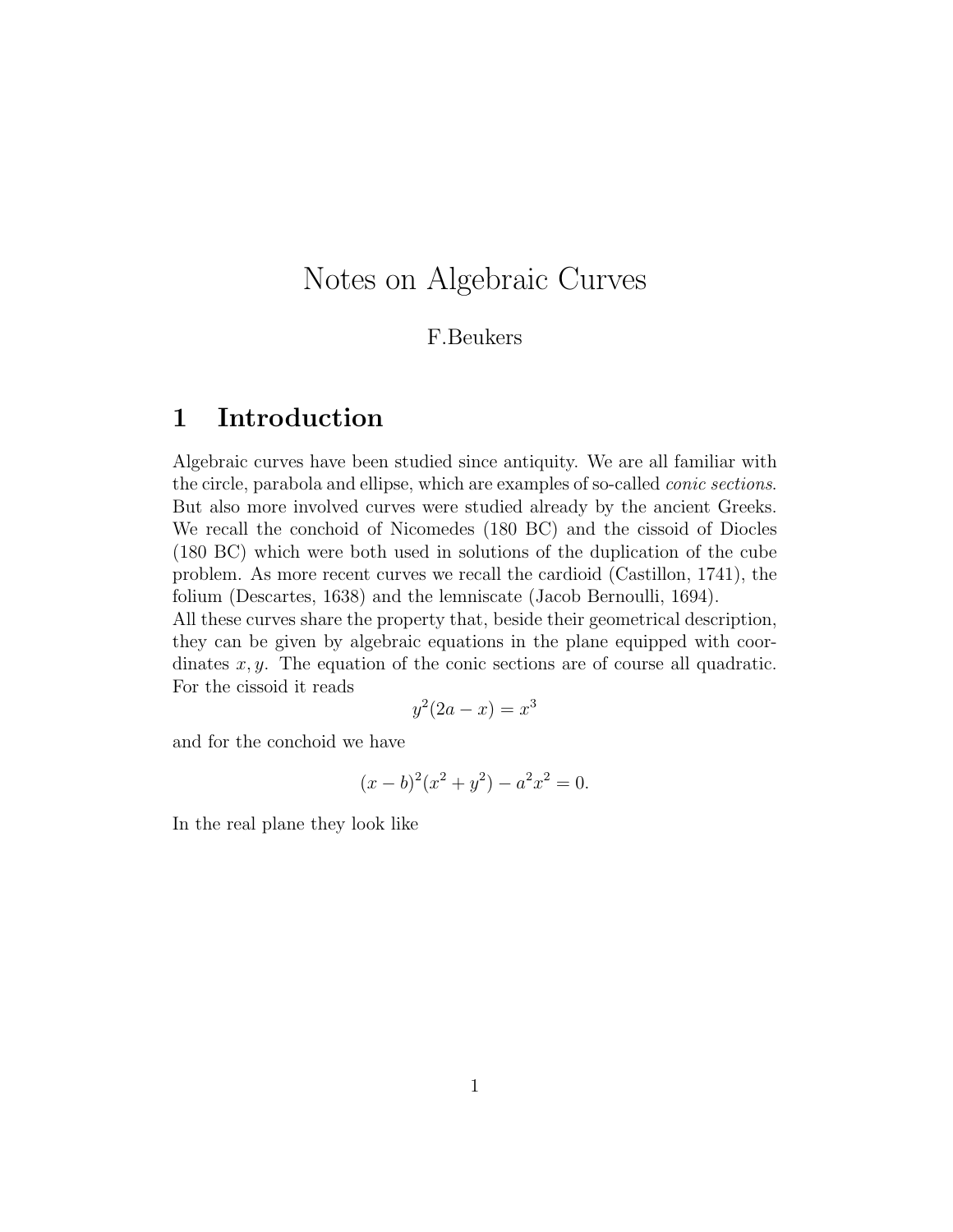# Notes on Algebraic Curves

F.Beukers

## 1 Introduction

Algebraic curves have been studied since antiquity. We are all familiar with the circle, parabola and ellipse, which are examples of so-called *conic sections*. But also more involved curves were studied already by the ancient Greeks. We recall the conchoid of Nicomedes (180 BC) and the cissoid of Diocles (180 BC) which were both used in solutions of the duplication of the cube problem. As more recent curves we recall the cardioid (Castillon, 1741), the folium (Descartes, 1638) and the lemniscate (Jacob Bernoulli, 1694).

All these curves share the property that, beside their geometrical description, they can be given by algebraic equations in the plane equipped with coordinates $x, y$. The equation of the conic sections are of course all quadratic. For the cissoid it reads

$$y^2(2a - x) = x^3$$

and for the conchoid we have

$$(x - b)^2(x^2 + y^2) - a^2x^2 = 0.$$

In the real plane they look like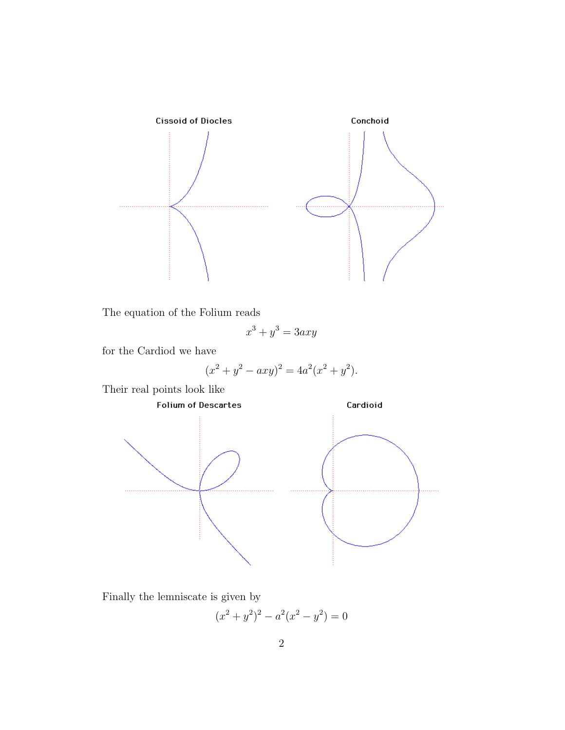Cissoid of Diocles

Conchoid

The equation of the Folium reads

$$x^3 + y^3 = 3axy$$

for the Cardiod we have

$$(x^2 + y^2 - axy)^2 = 4a^2(x^2 + y^2).$$

Their real points look like

Folium of Descartes

Cardioid

Finally the lemniscate is given by

$$(x^2 + y^2)^2 - a^2(x^2 - y^2) = 0$$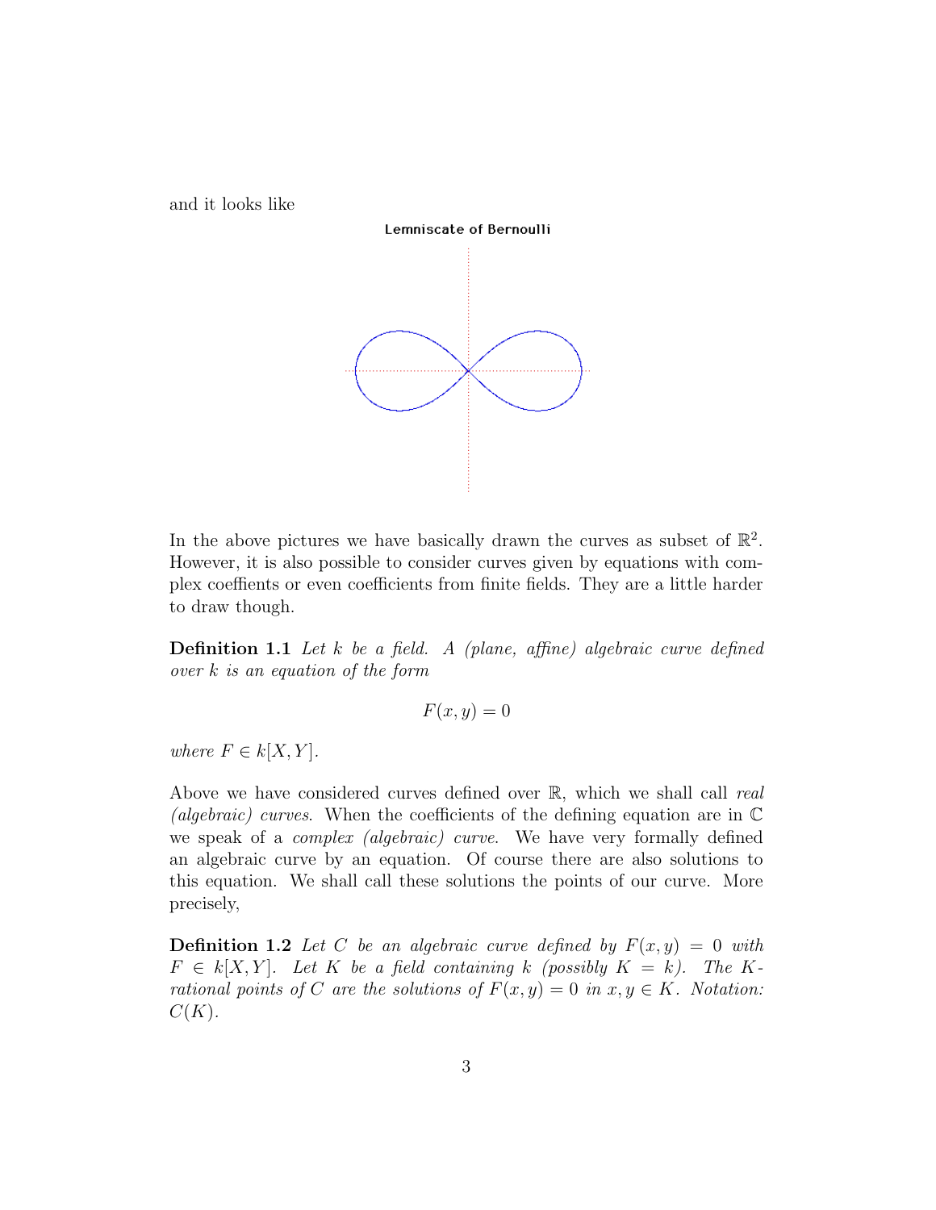and it looks like

Lemniscate of Bernoulli

In the above pictures we have basically drawn the curves as subset of $\mathbb{R}^2$. However, it is also possible to consider curves given by equations with complex coeffients or even coefficients from finite fields. They are a little harder to draw though.

**Definition 1.1** *Let $k$ be a field. A (plane, affine) algebraic curve defined over $k$ is an equation of the form*

$$F(x, y) = 0$$

*where $F \in k[X, Y]$.*

Above we have considered curves defined over $\mathbb{R}$, which we shall call *real (algebraic) curves*. When the coefficients of the defining equation are in $\mathbb{C}$ we speak of a *complex (algebraic) curve*. We have very formally defined an algebraic curve by an equation. Of course there are also solutions to this equation. We shall call these solutions the points of our curve. More precisely,

**Definition 1.2** *Let $C$ be an algebraic curve defined by $F(x, y) = 0$ with $F \in k[X, Y]$. Let $K$ be a field containing $k$ (possibly $K = k$). The $K$-rational points of $C$ are the solutions of $F(x, y) = 0$ in $x, y \in K$. Notation: $C(K)$.*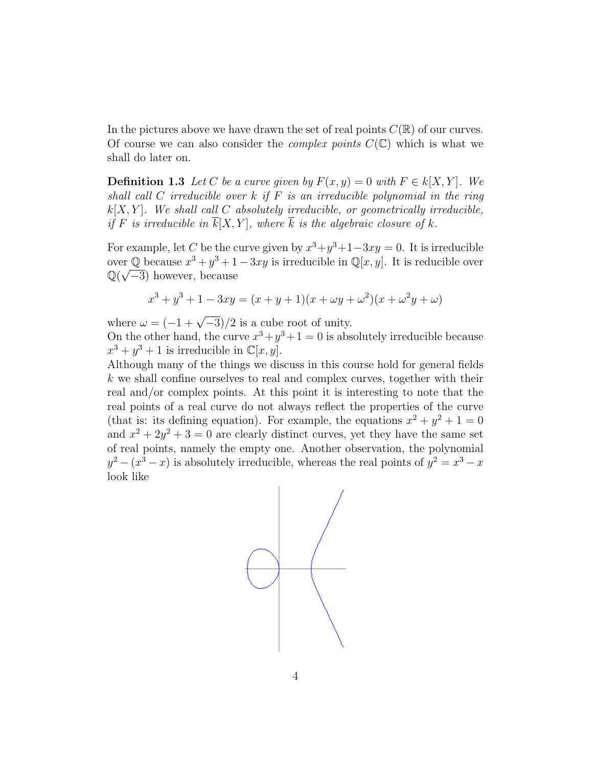In the pictures above we have drawn the set of real points $C(\mathbb{R})$ of our curves. Of course we can also consider the *complex points* $C(\mathbb{C})$ which is what we shall do later on.

**Definition 1.3** *Let $C$ be a curve given by $F(x,y) = 0$ with $F \in k[X,Y]$. We shall call $C$ irreducible over $k$ if $F$ is an irreducible polynomial in the ring $k[X,Y]$. We shall call $C$ absolutely irreducible, or geometrically irreducible, if $F$ is irreducible in $\overline{k}[X,Y]$, where $\overline{k}$ is the algebraic closure of $k$.*

For example, let $C$ be the curve given by $x^3+y^3+1-3xy = 0$. It is irreducible over $\mathbb{Q}$ because $x^3+y^3+1-3xy$ is irreducible in $\mathbb{Q}[x,y]$. It is reducible over $\mathbb{Q}(\sqrt{-3})$ however, because

$$x^3+y^3+1-3xy = (x+y+1)(x+\omega y+\omega^2)(x+\omega^2 y+\omega)$$

where $\omega = (-1+\sqrt{-3})/2$ is a cube root of unity.
On the other hand, the curve $x^3+y^3+1 = 0$ is absolutely irreducible because $x^3+y^3+1$ is irreducible in $\mathbb{C}[x,y]$.
Although many of the things we discuss in this course hold for general fields $k$ we shall confine ourselves to real and complex curves, together with their real and/or complex points. At this point it is interesting to note that the real points of a real curve do not always reflect the properties of the curve (that is: its defining equation). For example, the equations $x^2+y^2+1 = 0$ and $x^2+2y^2+3 = 0$ are clearly distinct curves, yet they have the same set of real points, namely the empty one. Another observation, the polynomial $y^2-(x^3-x)$ is absolutely irreducible, whereas the real points of $y^2 = x^3-x$ look like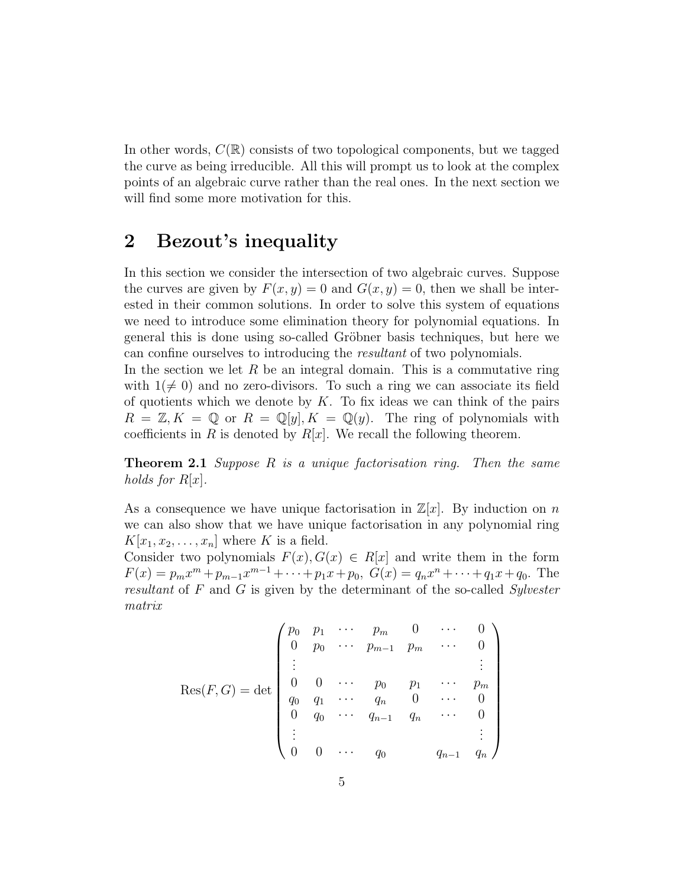In other words, $C(\mathbb{R})$ consists of two topological components, but we tagged the curve as being irreducible. All this will prompt us to look at the complex points of an algebraic curve rather than the real ones. In the next section we will find some more motivation for this.

## 2 Bezout's inequality

In this section we consider the intersection of two algebraic curves. Suppose the curves are given by $F(x, y) = 0$ and $G(x, y) = 0$, then we shall be interested in their common solutions. In order to solve this system of equations we need to introduce some elimination theory for polynomial equations. In general this is done using so-called Gröbner basis techniques, but here we can confine ourselves to introducing the *resultant* of two polynomials.

In the section we let $R$ be an integral domain. This is a commutative ring with $1 (\neq 0)$ and no zero-divisors. To such a ring we can associate its field of quotients which we denote by $K$. To fix ideas we can think of the pairs $R = \mathbb{Z}, K = \mathbb{Q}$ or $R = \mathbb{Q}[y], K = \mathbb{Q}(y)$. The ring of polynomials with coefficients in $R$ is denoted by $R[x]$. We recall the following theorem.

**Theorem 2.1** *Suppose $R$ is a unique factorisation ring. Then the same holds for $R[x]$.*

As a consequence we have unique factorisation in $\mathbb{Z}[x]$. By induction on $n$ we can also show that we have unique factorisation in any polynomial ring $K[x_1, x_2, \ldots, x_n]$ where $K$ is a field.

Consider two polynomials $F(x), G(x) \in R[x]$ and write them in the form $F(x) = p_m x^m + p_{m-1} x^{m-1} + \cdots + p_1 x + p_0$, $G(x) = q_n x^n + \cdots + q_1 x + q_0$. The *resultant* of $F$ and $G$ is given by the determinant of the so-called *Sylvester matrix*

$$
\operatorname{Res}(F, G) = \det \begin{pmatrix}
p_0 & p_1 & \cdots & p_m & 0 & \cdots & 0 \\
0 & p_0 & \cdots & p_{m-1} & p_m & \cdots & 0 \\
\vdots & & & & & & \vdots \\
0 & 0 & \cdots & p_0 & p_1 & \cdots & p_m \\
q_0 & q_1 & \cdots & q_n & 0 & \cdots & 0 \\
0 & q_0 & \cdots & q_{n-1} & q_n & \cdots & 0 \\
\vdots & & & & & & \vdots \\
0 & 0 & \cdots & q_0 & & q_{n-1} & q_n
\end{pmatrix}
$$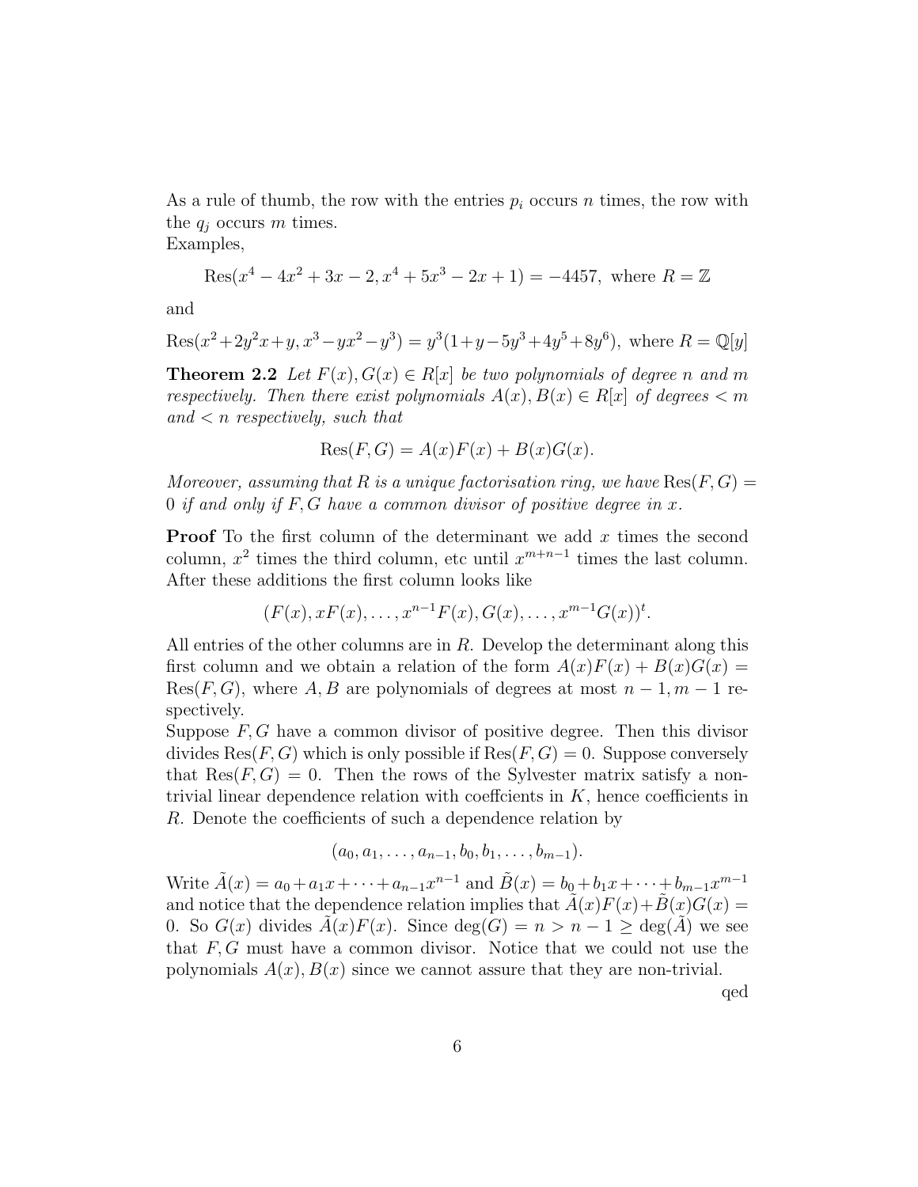As a rule of thumb, the row with the entries $p_i$ occurs $n$ times, the row with the $q_j$ occurs $m$ times.
Examples,

$$\text{Res}(x^4 - 4x^2 + 3x - 2, x^4 + 5x^3 - 2x + 1) = -4457, \text{ where } R = \mathbb{Z}$$

and

$$\text{Res}(x^2 + 2y^2x + y, x^3 - yx^2 - y^3) = y^3(1 + y - 5y^3 + 4y^5 + 8y^6), \text{ where } R = \mathbb{Q}[y]$$

**Theorem 2.2** *Let $F(x), G(x) \in R[x]$ be two polynomials of degree $n$ and $m$ respectively. Then there exist polynomials $A(x), B(x) \in R[x]$ of degrees $< m$ and $< n$ respectively, such that*

$$\text{Res}(F, G) = A(x)F(x) + B(x)G(x).$$

*Moreover, assuming that $R$ is a unique factorisation ring, we have $\text{Res}(F, G) = 0$ if and only if $F, G$ have a common divisor of positive degree in $x$.*

**Proof** To the first column of the determinant we add $x$ times the second column, $x^2$ times the third column, etc until $x^{m+n-1}$ times the last column. After these additions the first column looks like

$$(F(x), xF(x), \ldots, x^{n-1}F(x), G(x), \ldots, x^{m-1}G(x))^t.$$

All entries of the other columns are in $R$. Develop the determinant along this first column and we obtain a relation of the form $A(x)F(x) + B(x)G(x) = \text{Res}(F, G)$, where $A, B$ are polynomials of degrees at most $n-1, m-1$ respectively.
Suppose $F, G$ have a common divisor of positive degree. Then this divisor divides $\text{Res}(F, G)$ which is only possible if $\text{Res}(F, G) = 0$. Suppose conversely that $\text{Res}(F, G) = 0$. Then the rows of the Sylvester matrix satisfy a non-trivial linear dependence relation with coeffcients in $K$, hence coefficients in $R$. Denote the coefficients of such a dependence relation by

$$(a_0, a_1, \ldots, a_{n-1}, b_0, b_1, \ldots, b_{m-1}).$$

Write $\tilde{A}(x) = a_0 + a_1x + \cdots + a_{n-1}x^{n-1}$ and $\tilde{B}(x) = b_0 + b_1x + \cdots + b_{m-1}x^{m-1}$ and notice that the dependence relation implies that $\tilde{A}(x)F(x) + \tilde{B}(x)G(x) = 0$. So $G(x)$ divides $\tilde{A}(x)F(x)$. Since $\deg(G) = n > n - 1 \geq \deg(\tilde{A})$ we see that $F, G$ must have a common divisor. Notice that we could not use the polynomials $A(x), B(x)$ since we cannot assure that they are non-trivial.

qed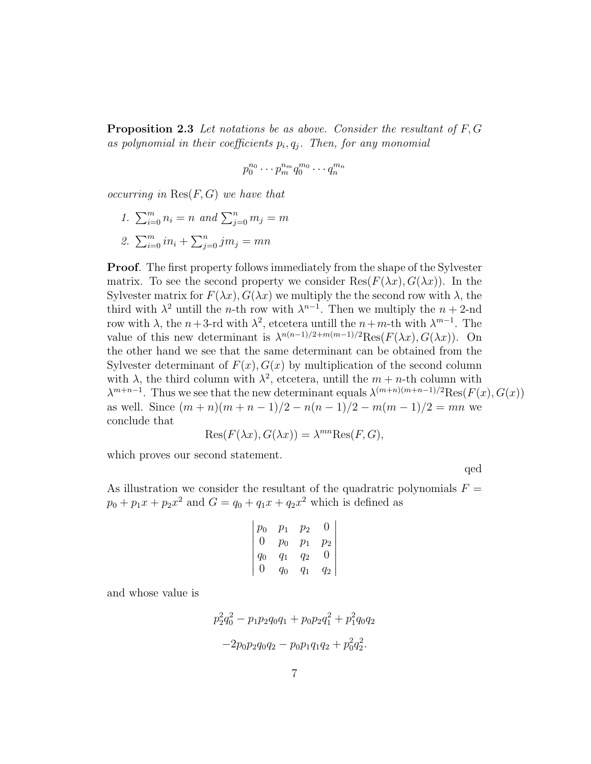**Proposition 2.3** *Let notations be as above. Consider the resultant of $F, G$ as polynomial in their coefficients $p_i, q_j$. Then, for any monomial*

$$p_0^{n_0} \cdots p_m^{n_m} q_0^{m_0} \cdots q_n^{m_n}$$

*occurring in* $\mathrm{Res}(F, G)$ *we have that*

1. $\sum_{i=0}^m n_i = n$ *and* $\sum_{j=0}^n m_j = m$
2. $\sum_{i=0}^m i n_i + \sum_{j=0}^n j m_j = mn$

**Proof**. The first property follows immediately from the shape of the Sylvester matrix. To see the second property we consider $\mathrm{Res}(F(\lambda x), G(\lambda x))$. In the Sylvester matrix for $F(\lambda x), G(\lambda x)$ we multiply the the second row with $\lambda$, the third with $\lambda^2$ untill the $n$-th row with $\lambda^{n-1}$. Then we multiply the $n+2$-nd row with $\lambda$, the $n+3$-rd with $\lambda^2$, etcetera untill the $n+m$-th with $\lambda^{m-1}$. The value of this new determinant is $\lambda^{n(n-1)/2+m(m-1)/2}\mathrm{Res}(F(\lambda x), G(\lambda x))$. On the other hand we see that the same determinant can be obtained from the Sylvester determinant of $F(x), G(x)$ by multiplication of the second column with $\lambda$, the third column with $\lambda^2$, etcetera, untill the $m+n$-th column with $\lambda^{m+n-1}$. Thus we see that the new determinant equals $\lambda^{(m+n)(m+n-1)/2}\mathrm{Res}(F(x), G(x))$ as well. Since $(m+n)(m+n-1)/2 - n(n-1)/2 - m(m-1)/2 = mn$ we conclude that

$$\mathrm{Res}(F(\lambda x), G(\lambda x)) = \lambda^{mn}\mathrm{Res}(F, G),$$

which proves our second statement.

qed

As illustration we consider the resultant of the quadratric polynomials $F = p_0 + p_1 x + p_2 x^2$ and $G = q_0 + q_1 x + q_2 x^2$ which is defined as

$$\begin{vmatrix} p_0 & p_1 & p_2 & 0 \\ 0 & p_0 & p_1 & p_2 \\ q_0 & q_1 & q_2 & 0 \\ 0 & q_0 & q_1 & q_2 \end{vmatrix}$$

and whose value is

$$p_2^2 q_0^2 - p_1 p_2 q_0 q_1 + p_0 p_2 q_1^2 + p_1^2 q_0 q_2$$

$$-2 p_0 p_2 q_0 q_2 - p_0 p_1 q_1 q_2 + p_0^2 q_2^2.$$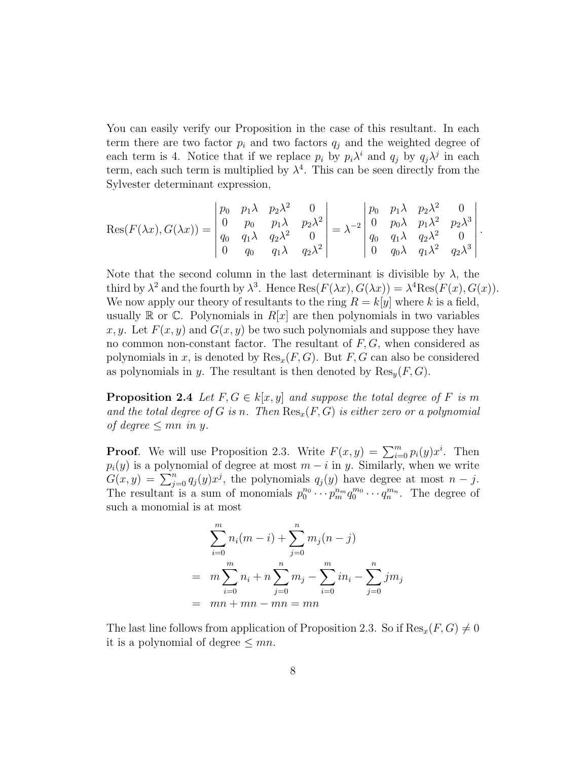You can easily verify our Proposition in the case of this resultant. In each term there are two factor $p_i$ and two factors $q_j$ and the weighted degree of each term is 4. Notice that if we replace $p_i$ by $p_i\lambda^i$ and $q_j$ by $q_j\lambda^j$ in each term, each such term is multiplied by $\lambda^4$. This can be seen directly from the Sylvester determinant expression,

$$\mathrm{Res}(F(\lambda x), G(\lambda x)) = \begin{vmatrix} p_0 & p_1\lambda & p_2\lambda^2 & 0 \\ 0 & p_0 & p_1\lambda & p_2\lambda^2 \\ q_0 & q_1\lambda & q_2\lambda^2 & 0 \\ 0 & q_0 & q_1\lambda & q_2\lambda^2 \end{vmatrix} = \lambda^{-2} \begin{vmatrix} p_0 & p_1\lambda & p_2\lambda^2 & 0 \\ 0 & p_0\lambda & p_1\lambda^2 & p_2\lambda^3 \\ q_0 & q_1\lambda & q_2\lambda^2 & 0 \\ 0 & q_0\lambda & q_1\lambda^2 & q_2\lambda^3 \end{vmatrix}.$$

Note that the second column in the last determinant is divisible by $\lambda$, the third by $\lambda^2$ and the fourth by $\lambda^3$. Hence $\mathrm{Res}(F(\lambda x), G(\lambda x)) = \lambda^4 \mathrm{Res}(F(x), G(x))$. We now apply our theory of resultants to the ring $R = k[y]$ where $k$ is a field, usually $\mathbb{R}$ or $\mathbb{C}$. Polynomials in $R[x]$ are then polynomials in two variables $x, y$. Let $F(x, y)$ and $G(x, y)$ be two such polynomials and suppose they have no common non-constant factor. The resultant of $F, G$, when considered as polynomials in $x$, is denoted by $\mathrm{Res}_x(F, G)$. But $F, G$ can also be considered as polynomials in $y$. The resultant is then denoted by $\mathrm{Res}_y(F, G)$.

**Proposition 2.4** *Let $F, G \in k[x, y]$ and suppose the total degree of $F$ is $m$ and the total degree of $G$ is $n$. Then $\mathrm{Res}_x(F, G)$ is either zero or a polynomial of degree $\leq mn$ in $y$.*

**Proof**. We will use Proposition 2.3. Write $F(x, y) = \sum_{i=0}^{m} p_i(y)x^i$. Then $p_i(y)$ is a polynomial of degree at most $m - i$ in $y$. Similarly, when we write $G(x, y) = \sum_{j=0}^{n} q_j(y)x^j$, the polynomials $q_j(y)$ have degree at most $n - j$. The resultant is a sum of monomials $p_0^{n_0} \cdots p_m^{n_m} q_0^{m_0} \cdots q_n^{m_n}$. The degree of such a monomial is at most

$$\begin{aligned} & \sum_{i=0}^{m} n_i(m - i) + \sum_{j=0}^{n} m_j(n - j) \\ = \quad & m\sum_{i=0}^{m} n_i + n\sum_{j=0}^{n} m_j - \sum_{i=0}^{m} i n_i - \sum_{j=0}^{n} j m_j \\ = \quad & mn + mn - mn = mn \end{aligned}$$

The last line follows from application of Proposition 2.3. So if $\mathrm{Res}_x(F, G) \neq 0$ it is a polynomial of degree $\leq mn$.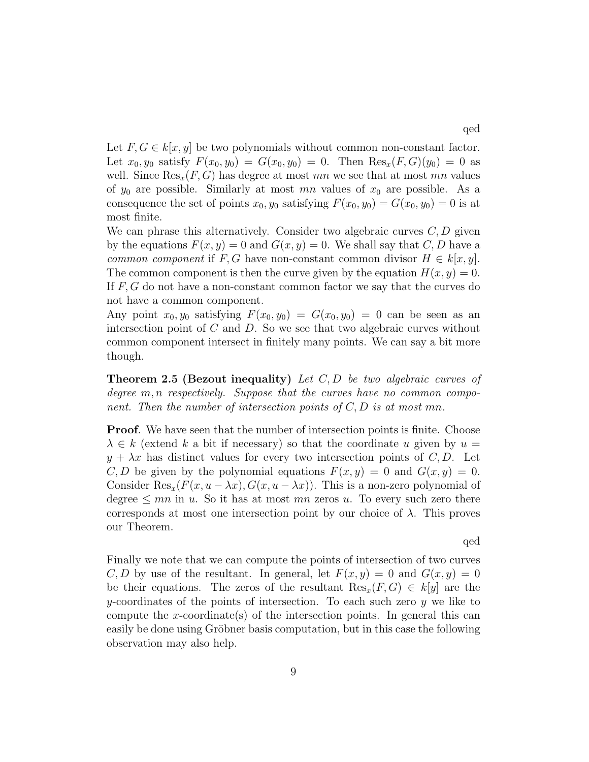qed

Let $F, G \in k[x, y]$ be two polynomials without common non-constant factor. Let $x_0, y_0$ satisfy $F(x_0, y_0) = G(x_0, y_0) = 0$. Then $\mathrm{Res}_x(F, G)(y_0) = 0$ as well. Since $\mathrm{Res}_x(F, G)$ has degree at most $mn$ we see that at most $mn$ values of $y_0$ are possible. Similarly at most $mn$ values of $x_0$ are possible. As a consequence the set of points $x_0, y_0$ satisfying $F(x_0, y_0) = G(x_0, y_0) = 0$ is at most finite.

We can phrase this alternatively. Consider two algebraic curves $C, D$ given by the equations $F(x, y) = 0$ and $G(x, y) = 0$. We shall say that $C, D$ have a *common component* if $F, G$ have non-constant common divisor $H \in k[x, y]$. The common component is then the curve given by the equation $H(x, y) = 0$. If $F, G$ do not have a non-constant common factor we say that the curves do not have a common component.

Any point $x_0, y_0$ satisfying $F(x_0, y_0) = G(x_0, y_0) = 0$ can be seen as an intersection point of $C$ and $D$. So we see that two algebraic curves without common component intersect in finitely many points. We can say a bit more though.

**Theorem 2.5 (Bezout inequality)** *Let $C, D$ be two algebraic curves of degree $m, n$ respectively. Suppose that the curves have no common component. Then the number of intersection points of $C, D$ is at most $mn$.*

**Proof**. We have seen that the number of intersection points is finite. Choose $\lambda \in k$ (extend $k$ a bit if necessary) so that the coordinate $u$ given by $u = y + \lambda x$ has distinct values for every two intersection points of $C, D$. Let $C, D$ be given by the polynomial equations $F(x, y) = 0$ and $G(x, y) = 0$. Consider $\mathrm{Res}_x(F(x, u - \lambda x), G(x, u - \lambda x))$. This is a non-zero polynomial of degree $\leq mn$ in $u$. So it has at most $mn$ zeros $u$. To every such zero there corresponds at most one intersection point by our choice of $\lambda$. This proves our Theorem.

qed

Finally we note that we can compute the points of intersection of two curves $C, D$ by use of the resultant. In general, let $F(x, y) = 0$ and $G(x, y) = 0$ be their equations. The zeros of the resultant $\mathrm{Res}_x(F, G) \in k[y]$ are the $y$-coordinates of the points of intersection. To each such zero $y$ we like to compute the $x$-coordinate(s) of the intersection points. In general this can easily be done using Gröbner basis computation, but in this case the following observation may also help.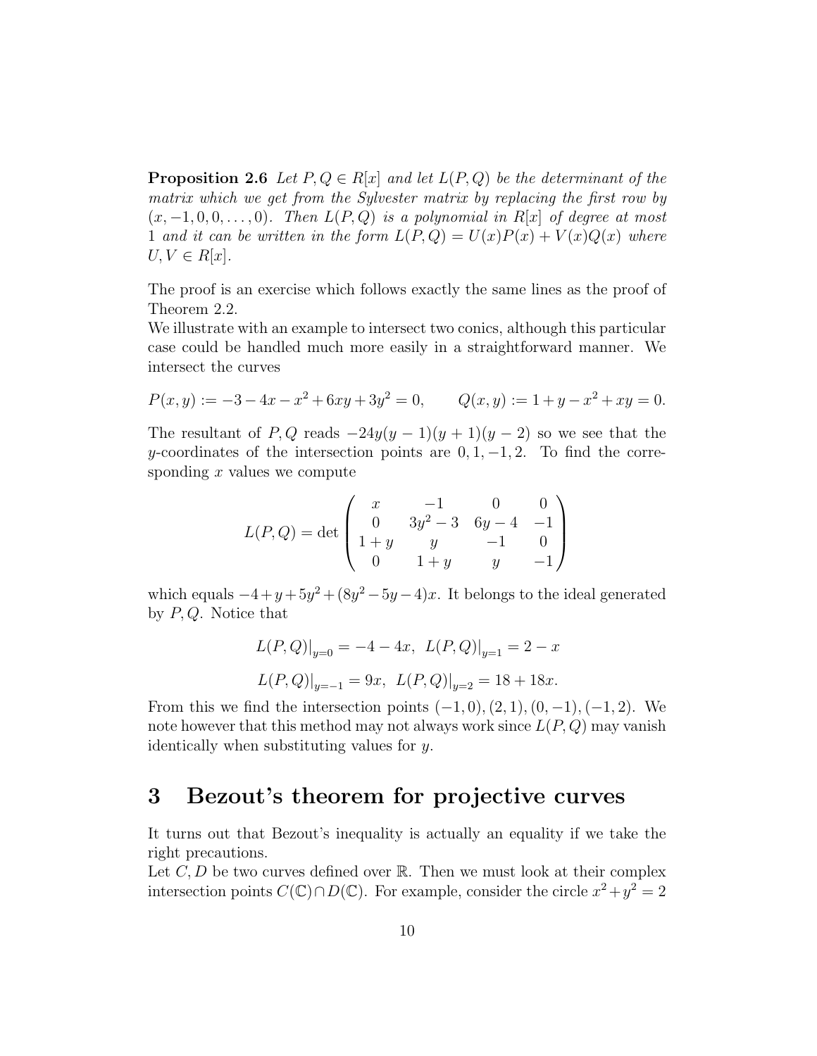**Proposition 2.6** *Let $P, Q \in R[x]$ and let $L(P,Q)$ be the determinant of the matrix which we get from the Sylvester matrix by replacing the first row by $(x, -1, 0, 0, \ldots, 0)$. Then $L(P,Q)$ is a polynomial in $R[x]$ of degree at most 1 and it can be written in the form $L(P,Q) = U(x)P(x) + V(x)Q(x)$ where $U, V \in R[x]$.*

The proof is an exercise which follows exactly the same lines as the proof of Theorem 2.2.

We illustrate with an example to intersect two conics, although this particular case could be handled much more easily in a straightforward manner. We intersect the curves

$$P(x,y) := -3 - 4x - x^2 + 6xy + 3y^2 = 0, \qquad Q(x,y) := 1 + y - x^2 + xy = 0.$$

The resultant of $P, Q$ reads $-24y(y-1)(y+1)(y-2)$ so we see that the $y$-coordinates of the intersection points are $0, 1, -1, 2$. To find the corresponding $x$ values we compute

$$L(P,Q) = \det \begin{pmatrix} x & -1 & 0 & 0 \\ 0 & 3y^2 - 3 & 6y - 4 & -1 \\ 1 + y & y & -1 & 0 \\ 0 & 1 + y & y & -1 \end{pmatrix}$$

which equals $-4 + y + 5y^2 + (8y^2 - 5y - 4)x$. It belongs to the ideal generated by $P, Q$. Notice that

$$L(P,Q)|_{y=0} = -4 - 4x, \;\; L(P,Q)|_{y=1} = 2 - x$$

$$L(P,Q)|_{y=-1} = 9x, \;\; L(P,Q)|_{y=2} = 18 + 18x.$$

From this we find the intersection points $(-1,0), (2,1), (0,-1), (-1,2)$. We note however that this method may not always work since $L(P,Q)$ may vanish identically when substituting values for $y$.

# 3 Bezout's theorem for projective curves

It turns out that Bezout's inequality is actually an equality if we take the right precautions.

Let $C, D$ be two curves defined over $\mathbb{R}$. Then we must look at their complex intersection points $C(\mathbb{C}) \cap D(\mathbb{C})$. For example, consider the circle $x^2 + y^2 = 2$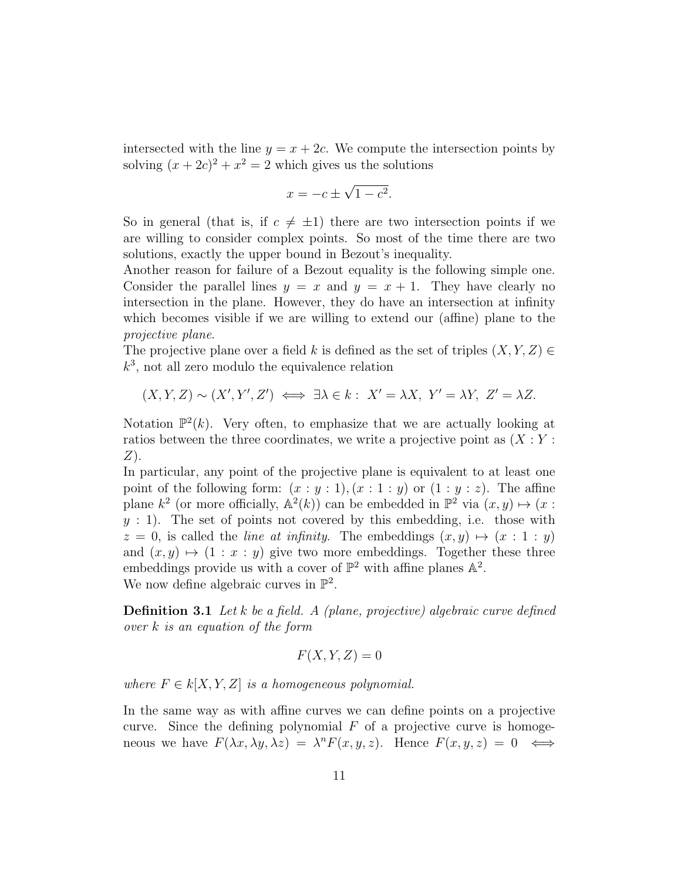intersected with the line $y = x + 2c$. We compute the intersection points by solving $(x + 2c)^2 + x^2 = 2$ which gives us the solutions

$$x = -c \pm \sqrt{1 - c^2}.$$

So in general (that is, if $c \neq \pm 1$) there are two intersection points if we are willing to consider complex points. So most of the time there are two solutions, exactly the upper bound in Bezout's inequality.

Another reason for failure of a Bezout equality is the following simple one. Consider the parallel lines $y = x$ and $y = x + 1$. They have clearly no intersection in the plane. However, they do have an intersection at infinity which becomes visible if we are willing to extend our (affine) plane to the *projective plane*.

The projective plane over a field $k$ is defined as the set of triples $(X, Y, Z) \in k^3$, not all zero modulo the equivalence relation

$$(X, Y, Z) \sim (X', Y', Z') \iff \exists \lambda \in k : \; X' = \lambda X, \; Y' = \lambda Y, \; Z' = \lambda Z.$$

Notation $\mathbb{P}^2(k)$. Very often, to emphasize that we are actually looking at ratios between the three coordinates, we write a projective point as $(X : Y : Z)$.

In particular, any point of the projective plane is equivalent to at least one point of the following form: $(x : y : 1), (x : 1 : y)$ or $(1 : y : z)$. The affine plane $k^2$ (or more officially, $\mathbb{A}^2(k)$) can be embedded in $\mathbb{P}^2$ via $(x, y) \mapsto (x : y : 1)$. The set of points not covered by this embedding, i.e. those with $z = 0$, is called the *line at infinity*. The embeddings $(x, y) \mapsto (x : 1 : y)$ and $(x, y) \mapsto (1 : x : y)$ give two more embeddings. Together these three embeddings provide us with a cover of $\mathbb{P}^2$ with affine planes $\mathbb{A}^2$.

We now define algebraic curves in $\mathbb{P}^2$.

**Definition 3.1** *Let $k$ be a field. A (plane, projective) algebraic curve defined over $k$ is an equation of the form*

$$F(X, Y, Z) = 0$$

*where $F \in k[X, Y, Z]$ is a homogeneous polynomial.*

In the same way as with affine curves we can define points on a projective curve. Since the defining polynomial $F$ of a projective curve is homogeneous we have $F(\lambda x, \lambda y, \lambda z) = \lambda^n F(x, y, z)$. Hence $F(x, y, z) = 0 \iff$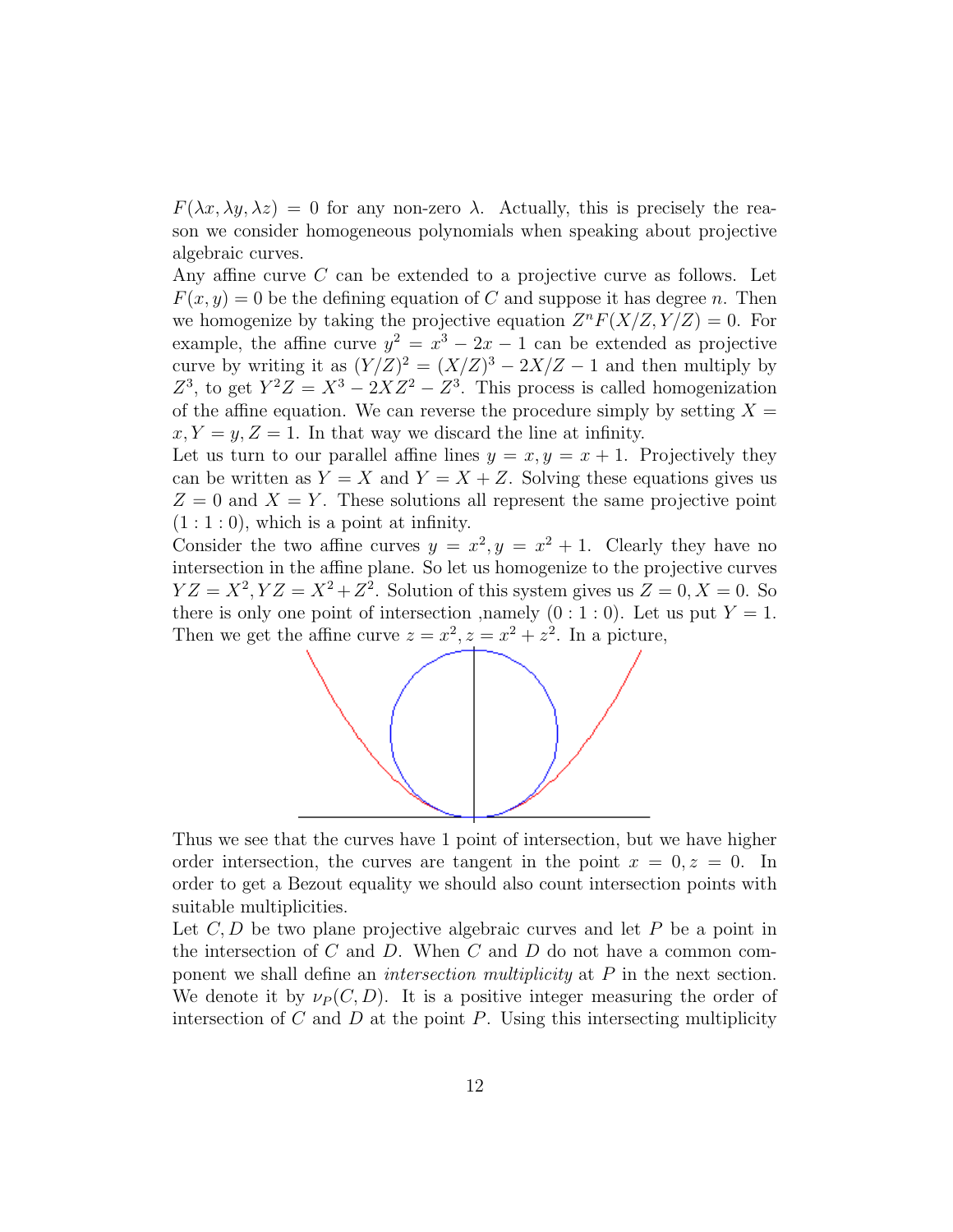$F(\lambda x, \lambda y, \lambda z) = 0$ for any non-zero $\lambda$. Actually, this is precisely the reason we consider homogeneous polynomials when speaking about projective algebraic curves.

Any affine curve $C$ can be extended to a projective curve as follows. Let $F(x, y) = 0$ be the defining equation of $C$ and suppose it has degree $n$. Then we homogenize by taking the projective equation $Z^n F(X/Z, Y/Z) = 0$. For example, the affine curve $y^2 = x^3 - 2x - 1$ can be extended as projective curve by writing it as $(Y/Z)^2 = (X/Z)^3 - 2X/Z - 1$ and then multiply by $Z^3$, to get $Y^2 Z = X^3 - 2XZ^2 - Z^3$. This process is called homogenization of the affine equation. We can reverse the procedure simply by setting $X = x, Y = y, Z = 1$. In that way we discard the line at infinity.

Let us turn to our parallel affine lines $y = x, y = x + 1$. Projectively they can be written as $Y = X$ and $Y = X + Z$. Solving these equations gives us $Z = 0$ and $X = Y$. These solutions all represent the same projective point $(1 : 1 : 0)$, which is a point at infinity.

Consider the two affine curves $y = x^2, y = x^2 + 1$. Clearly they have no intersection in the affine plane. So let us homogenize to the projective curves $YZ = X^2, YZ = X^2 + Z^2$. Solution of this system gives us $Z = 0, X = 0$. So there is only one point of intersection ,namely $(0 : 1 : 0)$. Let us put $Y = 1$. Then we get the affine curve $z = x^2, z = x^2 + z^2$. In a picture,

Thus we see that the curves have 1 point of intersection, but we have higher order intersection, the curves are tangent in the point $x = 0, z = 0$. In order to get a Bezout equality we should also count intersection points with suitable multiplicities.

Let $C, D$ be two plane projective algebraic curves and let $P$ be a point in the intersection of $C$ and $D$. When $C$ and $D$ do not have a common component we shall define an *intersection multiplicity* at $P$ in the next section. We denote it by $\nu_P(C, D)$. It is a positive integer measuring the order of intersection of $C$ and $D$ at the point $P$. Using this intersecting multiplicity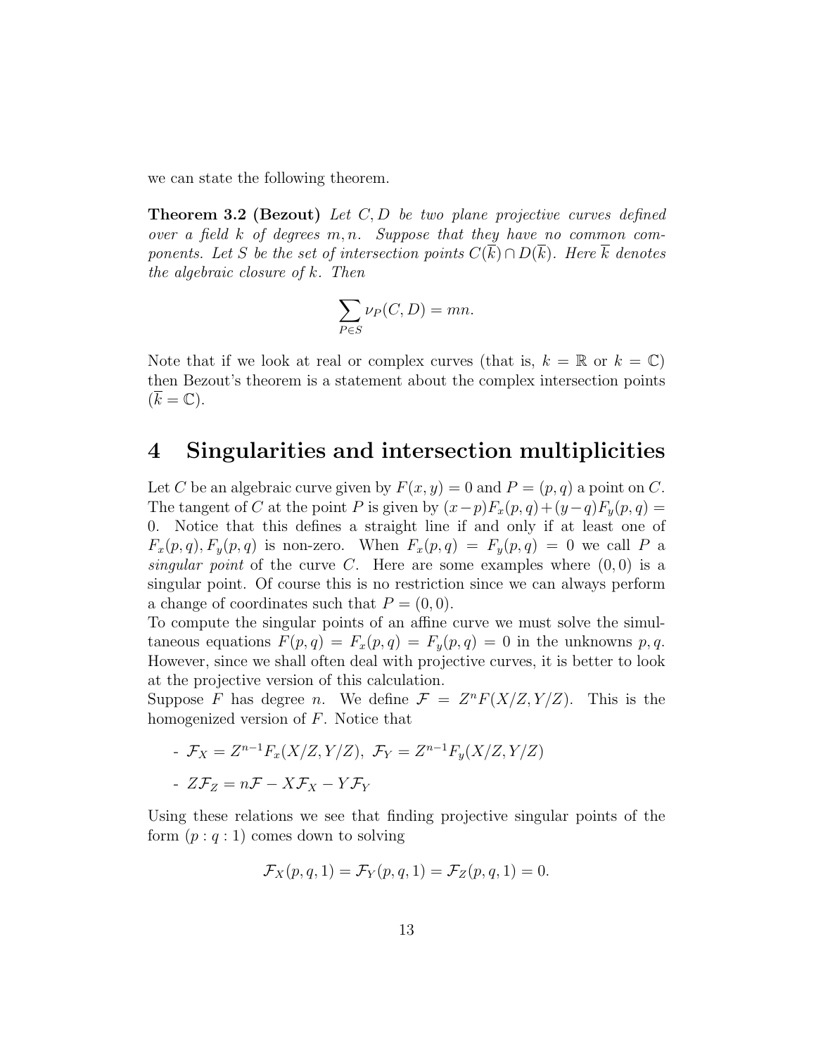we can state the following theorem.

**Theorem 3.2 (Bezout)** *Let $C, D$ be two plane projective curves defined over a field $k$ of degrees $m, n$. Suppose that they have no common components. Let $S$ be the set of intersection points $C(\overline{k}) \cap D(\overline{k})$. Here $\overline{k}$ denotes the algebraic closure of $k$. Then*

$$\sum_{P \in S} \nu_P(C, D) = mn.$$

Note that if we look at real or complex curves (that is, $k = \mathbb{R}$ or $k = \mathbb{C}$) then Bezout's theorem is a statement about the complex intersection points ($\overline{k} = \mathbb{C}$).

# 4 Singularities and intersection multiplicities

Let $C$ be an algebraic curve given by $F(x, y) = 0$ and $P = (p, q)$ a point on $C$. The tangent of $C$ at the point $P$ is given by $(x-p)F_x(p, q) + (y-q)F_y(p, q) = 0$. Notice that this defines a straight line if and only if at least one of $F_x(p, q), F_y(p, q)$ is non-zero. When $F_x(p, q) = F_y(p, q) = 0$ we call $P$ a *singular point* of the curve $C$. Here are some examples where $(0, 0)$ is a singular point. Of course this is no restriction since we can always perform a change of coordinates such that $P = (0, 0)$.

To compute the singular points of an affine curve we must solve the simultaneous equations $F(p, q) = F_x(p, q) = F_y(p, q) = 0$ in the unknowns $p, q$. However, since we shall often deal with projective curves, it is better to look at the projective version of this calculation.

Suppose $F$ has degree $n$. We define $\mathcal{F} = Z^n F(X/Z, Y/Z)$. This is the homogenized version of $F$. Notice that

- $\mathcal{F}_X = Z^{n-1} F_x(X/Z, Y/Z)$, $\mathcal{F}_Y = Z^{n-1} F_y(X/Z, Y/Z)$
- $Z\mathcal{F}_Z = n\mathcal{F} - X\mathcal{F}_X - Y\mathcal{F}_Y$

Using these relations we see that finding projective singular points of the form $(p : q : 1)$ comes down to solving

$$\mathcal{F}_X(p, q, 1) = \mathcal{F}_Y(p, q, 1) = \mathcal{F}_Z(p, q, 1) = 0.$$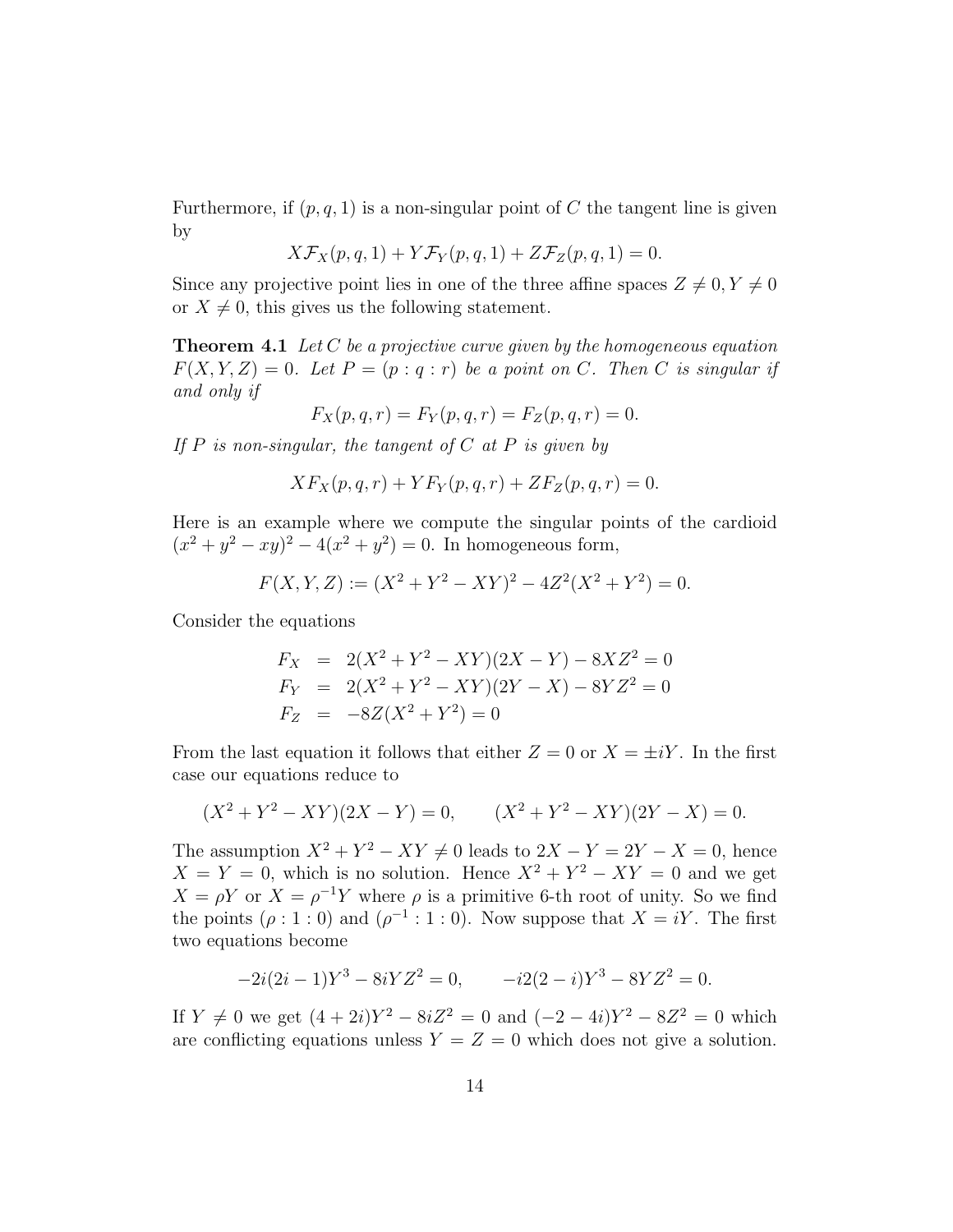Furthermore, if $(p, q, 1)$ is a non-singular point of $C$ the tangent line is given by

$$X\mathcal{F}_X(p, q, 1) + Y\mathcal{F}_Y(p, q, 1) + Z\mathcal{F}_Z(p, q, 1) = 0.$$

Since any projective point lies in one of the three affine spaces $Z \neq 0, Y \neq 0$ or $X \neq 0$, this gives us the following statement.

**Theorem 4.1** *Let $C$ be a projective curve given by the homogeneous equation $F(X, Y, Z) = 0$. Let $P = (p : q : r)$ be a point on $C$. Then $C$ is singular if and only if*

$$F_X(p, q, r) = F_Y(p, q, r) = F_Z(p, q, r) = 0.$$

*If $P$ is non-singular, the tangent of $C$ at $P$ is given by*

$$XF_X(p, q, r) + YF_Y(p, q, r) + ZF_Z(p, q, r) = 0.$$

Here is an example where we compute the singular points of the cardioid $(x^2 + y^2 - xy)^2 - 4(x^2 + y^2) = 0$. In homogeneous form,

$$F(X, Y, Z) := (X^2 + Y^2 - XY)^2 - 4Z^2(X^2 + Y^2) = 0.$$

Consider the equations

$$\begin{aligned} F_X &= 2(X^2 + Y^2 - XY)(2X - Y) - 8XZ^2 = 0 \\ F_Y &= 2(X^2 + Y^2 - XY)(2Y - X) - 8YZ^2 = 0 \\ F_Z &= -8Z(X^2 + Y^2) = 0 \end{aligned}$$

From the last equation it follows that either $Z = 0$ or $X = \pm iY$. In the first case our equations reduce to

$$(X^2 + Y^2 - XY)(2X - Y) = 0, \qquad (X^2 + Y^2 - XY)(2Y - X) = 0.$$

The assumption $X^2 + Y^2 - XY \neq 0$ leads to $2X - Y = 2Y - X = 0$, hence $X = Y = 0$, which is no solution. Hence $X^2 + Y^2 - XY = 0$ and we get $X = \rho Y$ or $X = \rho^{-1}Y$ where $\rho$ is a primitive 6-th root of unity. So we find the points $(\rho : 1 : 0)$ and $(\rho^{-1} : 1 : 0)$. Now suppose that $X = iY$. The first two equations become

$$-2i(2i - 1)Y^3 - 8iYZ^2 = 0, \qquad -i2(2 - i)Y^3 - 8YZ^2 = 0.$$

If $Y \neq 0$ we get $(4 + 2i)Y^2 - 8iZ^2 = 0$ and $(-2 - 4i)Y^2 - 8Z^2 = 0$ which are conflicting equations unless $Y = Z = 0$ which does not give a solution.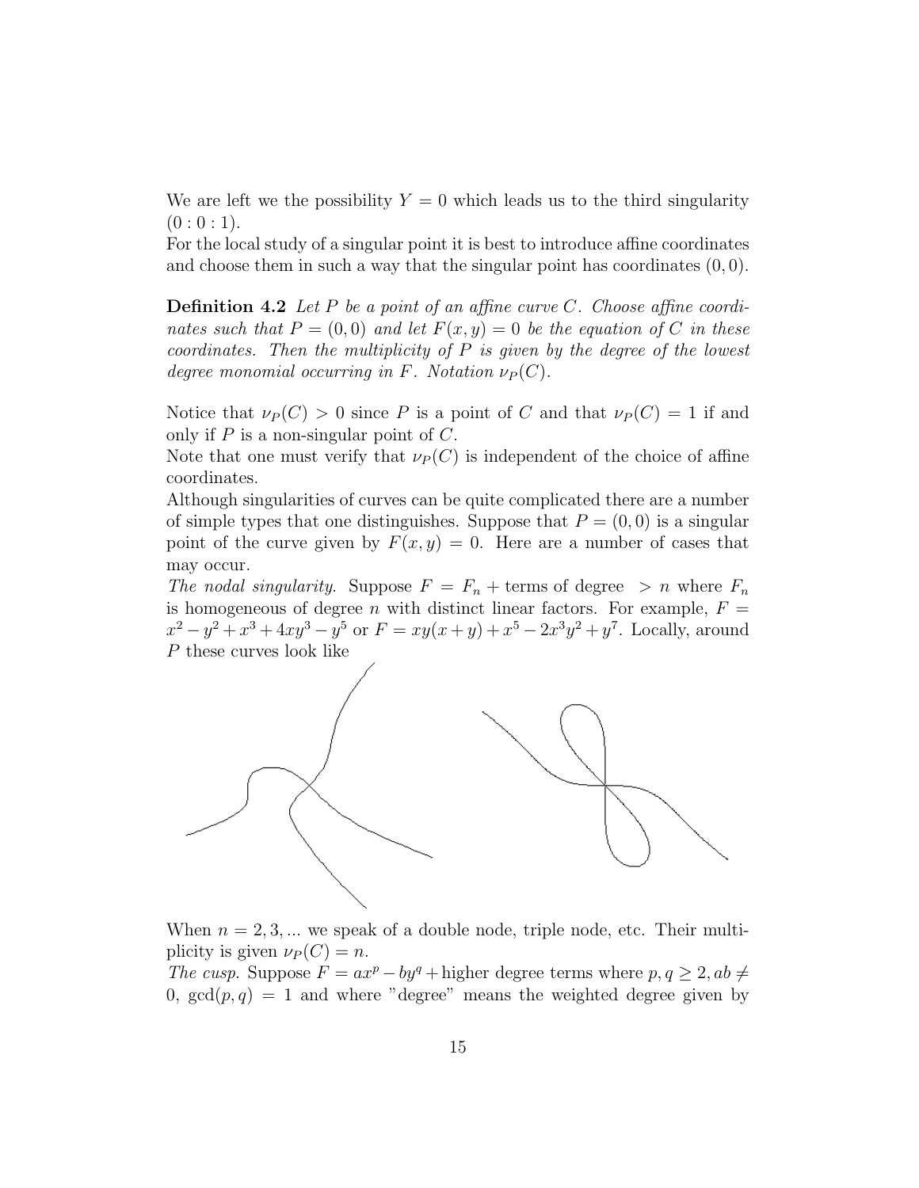We are left we the possibility $Y = 0$ which leads us to the third singularity $(0 : 0 : 1)$.
For the local study of a singular point it is best to introduce affine coordinates and choose them in such a way that the singular point has coordinates $(0, 0)$.

**Definition 4.2** *Let $P$ be a point of an affine curve $C$. Choose affine coordinates such that $P = (0, 0)$ and let $F(x, y) = 0$ be the equation of $C$ in these coordinates. Then the multiplicity of $P$ is given by the degree of the lowest degree monomial occurring in $F$. Notation $\nu_P(C)$.*

Notice that $\nu_P(C) > 0$ since $P$ is a point of $C$ and that $\nu_P(C) = 1$ if and only if $P$ is a non-singular point of $C$.
Note that one must verify that $\nu_P(C)$ is independent of the choice of affine coordinates.
Although singularities of curves can be quite complicated there are a number of simple types that one distinguishes. Suppose that $P = (0, 0)$ is a singular point of the curve given by $F(x, y) = 0$. Here are a number of cases that may occur.
*The nodal singularity*. Suppose $F = F_n +$ terms of degree $> n$ where $F_n$ is homogeneous of degree $n$ with distinct linear factors. For example, $F = x^2 - y^2 + x^3 + 4xy^3 - y^5$ or $F = xy(x + y) + x^5 - 2x^3y^2 + y^7$. Locally, around $P$ these curves look like

When $n = 2, 3, ...$ we speak of a double node, triple node, etc. Their multiplicity is given $\nu_P(C) = n$.
*The cusp*. Suppose $F = ax^p - by^q +$ higher degree terms where $p, q \geq 2, ab \neq 0$, $\gcd(p, q) = 1$ and where "degree" means the weighted degree given by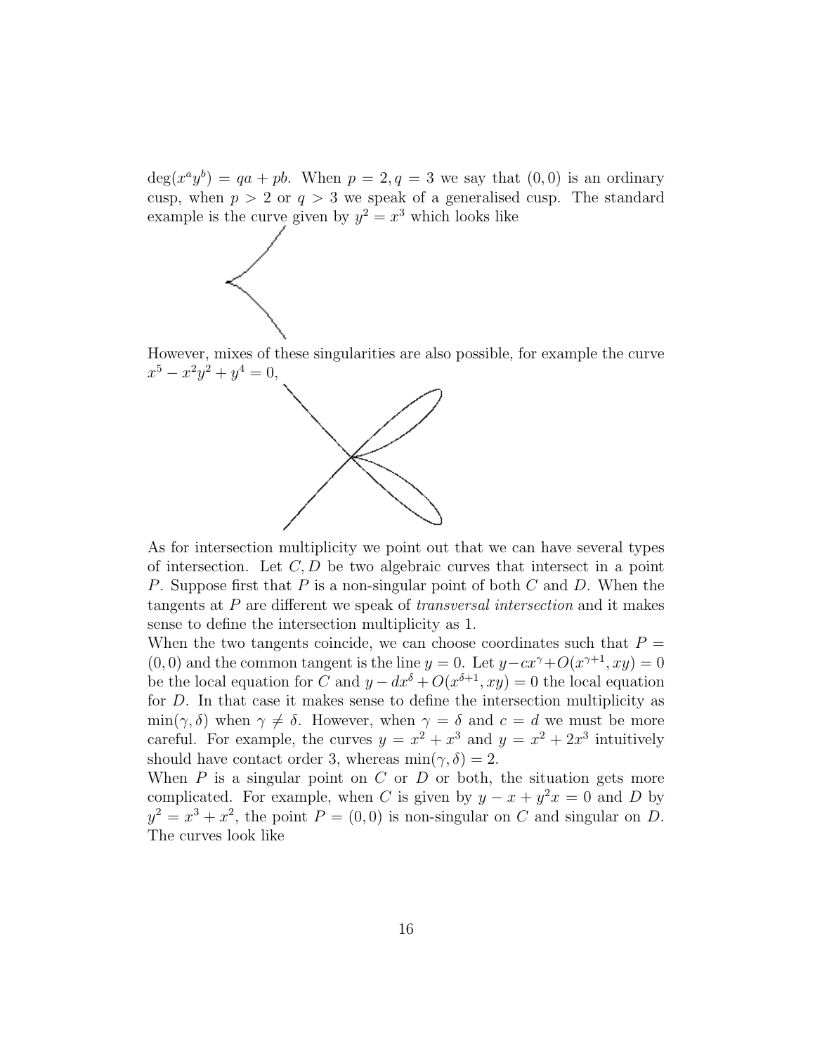$\deg(x^a y^b) = qa + pb$. When $p = 2, q = 3$ we say that $(0,0)$ is an ordinary cusp, when $p > 2$ or $q > 3$ we speak of a generalised cusp. The standard example is the curve given by $y^2 = x^3$ which looks like

However, mixes of these singularities are also possible, for example the curve $x^5 - x^2y^2 + y^4 = 0$,

As for intersection multiplicity we point out that we can have several types of intersection. Let $C, D$ be two algebraic curves that intersect in a point $P$. Suppose first that $P$ is a non-singular point of both $C$ and $D$. When the tangents at $P$ are different we speak of *transversal intersection* and it makes sense to define the intersection multiplicity as 1.

When the two tangents coincide, we can choose coordinates such that $P = (0,0)$ and the common tangent is the line $y = 0$. Let $y - cx^\gamma + O(x^{\gamma+1}, xy) = 0$ be the local equation for $C$ and $y - dx^\delta + O(x^{\delta+1}, xy) = 0$ the local equation for $D$. In that case it makes sense to define the intersection multiplicity as $\min(\gamma, \delta)$ when $\gamma \neq \delta$. However, when $\gamma = \delta$ and $c = d$ we must be more careful. For example, the curves $y = x^2 + x^3$ and $y = x^2 + 2x^3$ intuitively should have contact order 3, whereas $\min(\gamma, \delta) = 2$.

When $P$ is a singular point on $C$ or $D$ or both, the situation gets more complicated. For example, when $C$ is given by $y - x + y^2x = 0$ and $D$ by $y^2 = x^3 + x^2$, the point $P = (0,0)$ is non-singular on $C$ and singular on $D$. The curves look like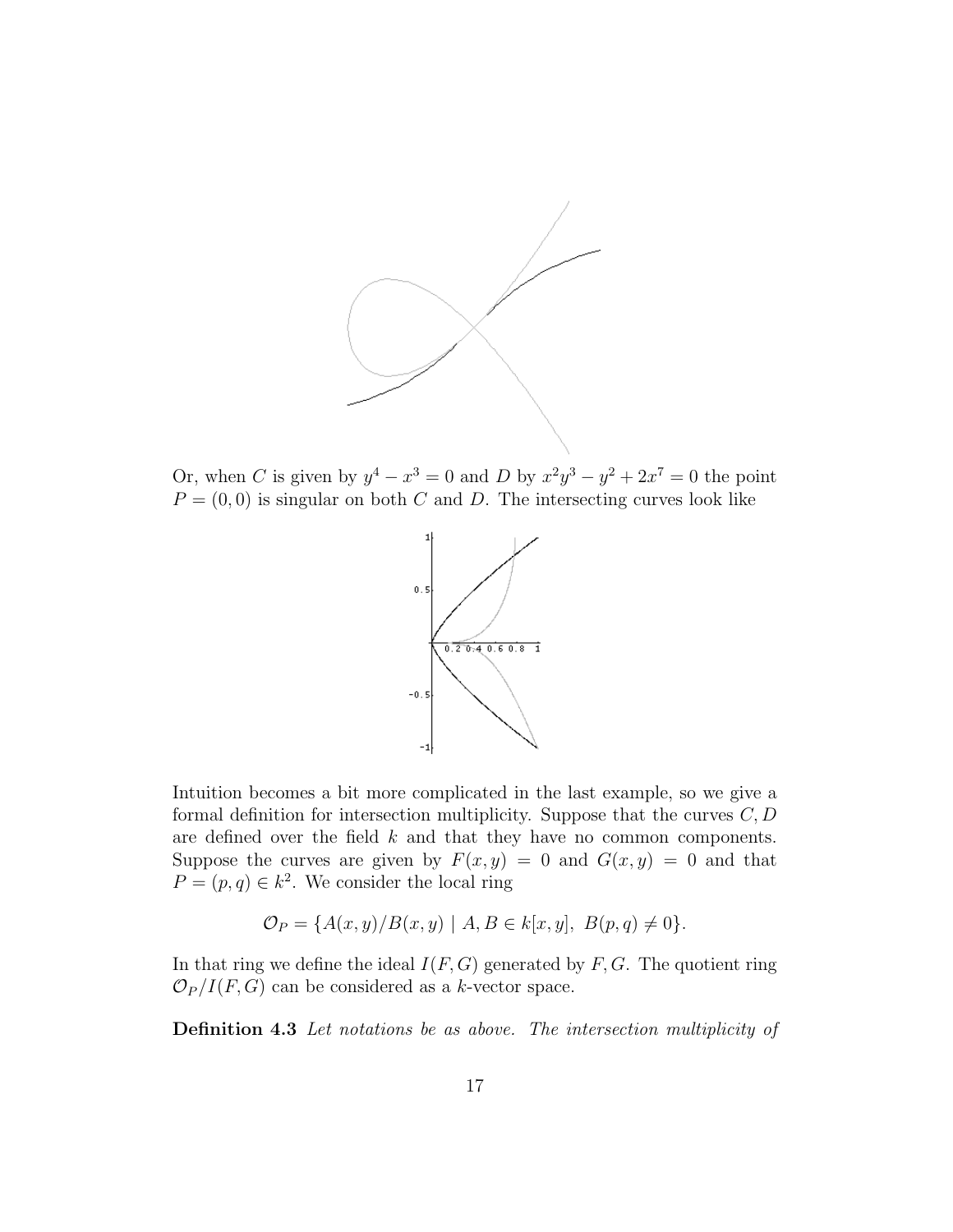Or, when $C$ is given by $y^4 - x^3 = 0$ and $D$ by $x^2y^3 - y^2 + 2x^7 = 0$ the point $P = (0, 0)$ is singular on both $C$ and $D$. The intersecting curves look like

Intuition becomes a bit more complicated in the last example, so we give a formal definition for intersection multiplicity. Suppose that the curves $C, D$ are defined over the field $k$ and that they have no common components. Suppose the curves are given by $F(x, y) = 0$ and $G(x, y) = 0$ and that $P = (p, q) \in k^2$. We consider the local ring

$$\mathcal{O}_P = \{A(x, y)/B(x, y) \mid A, B \in k[x, y],\ B(p, q) \neq 0\}.$$

In that ring we define the ideal $I(F, G)$ generated by $F, G$. The quotient ring $\mathcal{O}_P/I(F, G)$ can be considered as a $k$-vector space.

**Definition 4.3** *Let notations be as above. The intersection multiplicity of*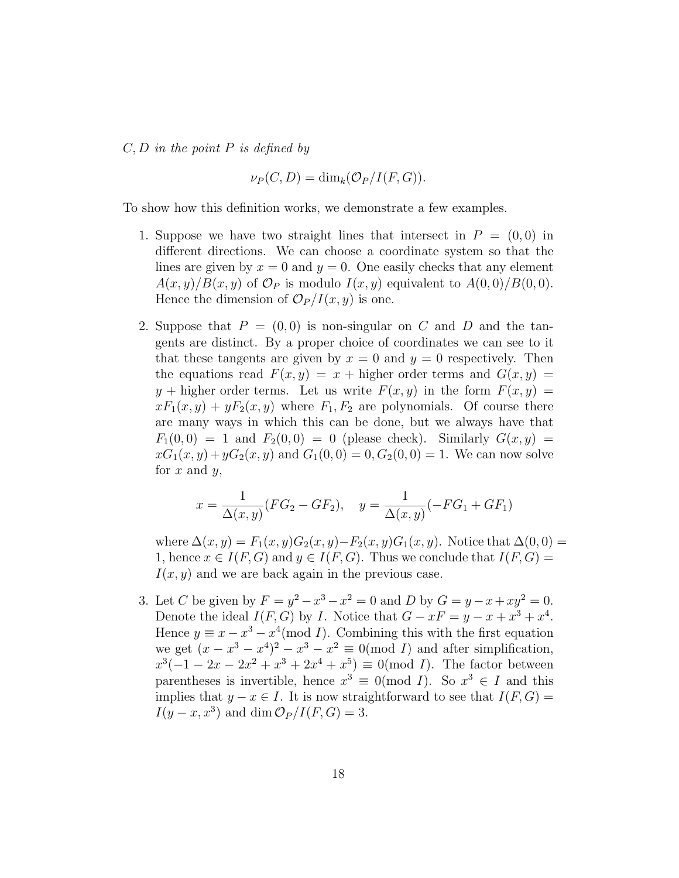*$C, D$ in the point $P$ is defined by*

$$\nu_P(C, D) = \dim_k(\mathcal{O}_P/I(F, G)).$$

To show how this definition works, we demonstrate a few examples.

1. Suppose we have two straight lines that intersect in $P = (0, 0)$ in different directions. We can choose a coordinate system so that the lines are given by $x = 0$ and $y = 0$. One easily checks that any element $A(x, y)/B(x, y)$ of $\mathcal{O}_P$ is modulo $I(x, y)$ equivalent to $A(0, 0)/B(0, 0)$. Hence the dimension of $\mathcal{O}_P/I(x, y)$ is one.

2. Suppose that $P = (0, 0)$ is non-singular on $C$ and $D$ and the tangents are distinct. By a proper choice of coordinates we can see to it that these tangents are given by $x = 0$ and $y = 0$ respectively. Then the equations read $F(x, y) = x +$ higher order terms and $G(x, y) = y +$ higher order terms. Let us write $F(x, y)$ in the form $F(x, y) = xF_1(x, y) + yF_2(x, y)$ where $F_1, F_2$ are polynomials. Of course there are many ways in which this can be done, but we always have that $F_1(0, 0) = 1$ and $F_2(0, 0) = 0$ (please check). Similarly $G(x, y) = xG_1(x, y) + yG_2(x, y)$ and $G_1(0, 0) = 0, G_2(0, 0) = 1$. We can now solve for $x$ and $y$,

$$x = \frac{1}{\Delta(x, y)}(FG_2 - GF_2), \quad y = \frac{1}{\Delta(x, y)}(-FG_1 + GF_1)$$

where $\Delta(x, y) = F_1(x, y)G_2(x, y) - F_2(x, y)G_1(x, y)$. Notice that $\Delta(0, 0) = 1$, hence $x \in I(F, G)$ and $y \in I(F, G)$. Thus we conclude that $I(F, G) = I(x, y)$ and we are back again in the previous case.

3. Let $C$ be given by $F = y^2 - x^3 - x^2 = 0$ and $D$ by $G = y - x + xy^2 = 0$. Denote the ideal $I(F, G)$ by $I$. Notice that $G - xF = y - x + x^3 + x^4$. Hence $y \equiv x - x^3 - x^4 (\text{mod } I)$. Combining this with the first equation we get $(x - x^3 - x^4)^2 - x^3 - x^2 \equiv 0(\text{mod } I)$ and after simplification, $x^3(-1 - 2x - 2x^2 + x^3 + 2x^4 + x^5) \equiv 0(\text{mod } I)$. The factor between parentheses is invertible, hence $x^3 \equiv 0(\text{mod } I)$. So $x^3 \in I$ and this implies that $y - x \in I$. It is now straightforward to see that $I(F, G) = I(y - x, x^3)$ and $\dim \mathcal{O}_P/I(F, G) = 3$.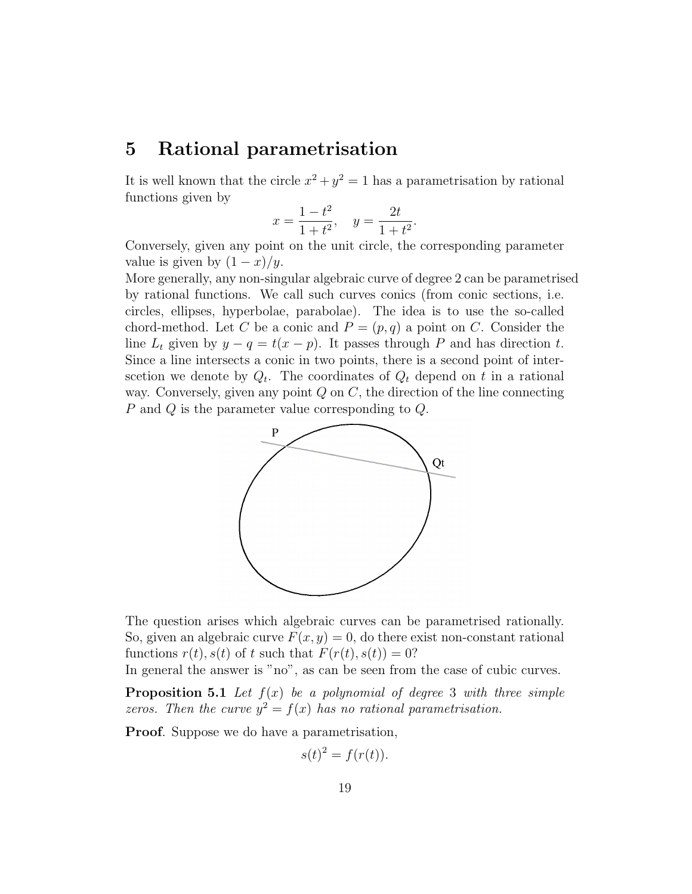# 5 Rational parametrisation

It is well known that the circle $x^2 + y^2 = 1$ has a parametrisation by rational functions given by

$$x = \frac{1-t^2}{1+t^2}, \quad y = \frac{2t}{1+t^2}.$$

Conversely, given any point on the unit circle, the corresponding parameter value is given by $(1-x)/y$.

More generally, any non-singular algebraic curve of degree 2 can be parametrised by rational functions. We call such curves conics (from conic sections, i.e. circles, ellipses, hyperbolae, parabolae). The idea is to use the so-called chord-method. Let $C$ be a conic and $P = (p, q)$ a point on $C$. Consider the line $L_t$ given by $y - q = t(x - p)$. It passes through $P$ and has direction $t$. Since a line intersects a conic in two points, there is a second point of interscetion we denote by $Q_t$. The coordinates of $Q_t$ depend on $t$ in a rational way. Conversely, given any point $Q$ on $C$, the direction of the line connecting $P$ and $Q$ is the parameter value corresponding to $Q$.

The question arises which algebraic curves can be parametrised rationally. So, given an algebraic curve $F(x, y) = 0$, do there exist non-constant rational functions $r(t), s(t)$ of $t$ such that $F(r(t), s(t)) = 0$?

In general the answer is "no", as can be seen from the case of cubic curves.

**Proposition 5.1** *Let $f(x)$ be a polynomial of degree 3 with three simple zeros. Then the curve $y^2 = f(x)$ has no rational parametrisation.*

**Proof**. Suppose we do have a parametrisation,

$$s(t)^2 = f(r(t)).$$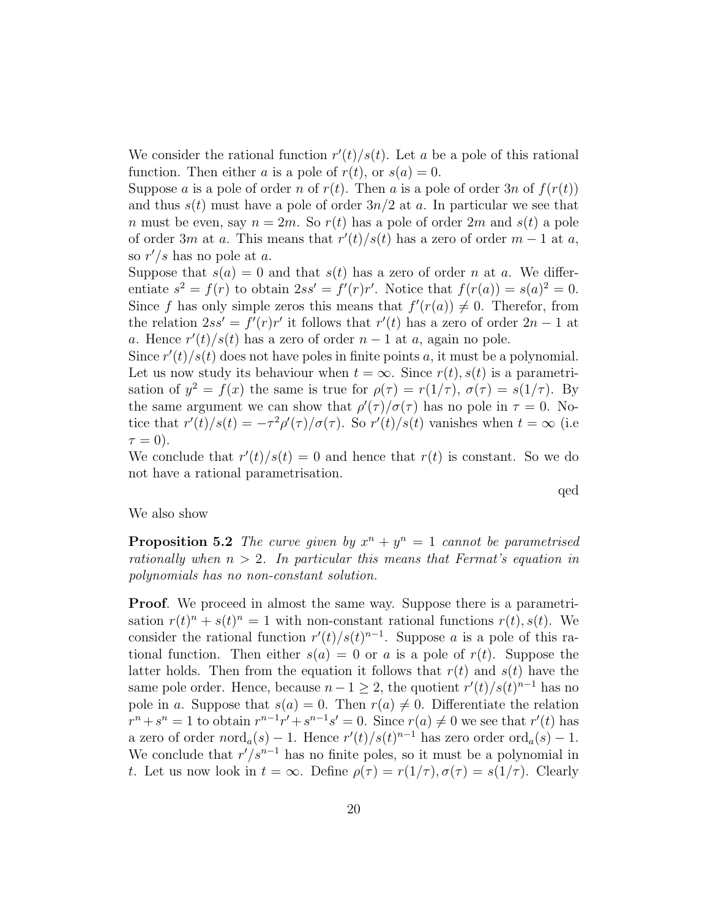We consider the rational function $r'(t)/s(t)$. Let $a$ be a pole of this rational function. Then either $a$ is a pole of $r(t)$, or $s(a) = 0$.
Suppose $a$ is a pole of order $n$ of $r(t)$. Then $a$ is a pole of order $3n$ of $f(r(t))$ and thus $s(t)$ must have a pole of order $3n/2$ at $a$. In particular we see that $n$ must be even, say $n = 2m$. So $r(t)$ has a pole of order $2m$ and $s(t)$ a pole of order $3m$ at $a$. This means that $r'(t)/s(t)$ has a zero of order $m-1$ at $a$, so $r'/s$ has no pole at $a$.
Suppose that $s(a) = 0$ and that $s(t)$ has a zero of order $n$ at $a$. We differentiate $s^2 = f(r)$ to obtain $2ss' = f'(r)r'$. Notice that $f(r(a)) = s(a)^2 = 0$. Since $f$ has only simple zeros this means that $f'(r(a)) \neq 0$. Therefor, from the relation $2ss' = f'(r)r'$ it follows that $r'(t)$ has a zero of order $2n-1$ at $a$. Hence $r'(t)/s(t)$ has a zero of order $n-1$ at $a$, again no pole.
Since $r'(t)/s(t)$ does not have poles in finite points $a$, it must be a polynomial. Let us now study its behaviour when $t = \infty$. Since $r(t), s(t)$ is a parametrisation of $y^2 = f(x)$ the same is true for $\rho(\tau) = r(1/\tau)$, $\sigma(\tau) = s(1/\tau)$. By the same argument we can show that $\rho'(\tau)/\sigma(\tau)$ has no pole in $\tau = 0$. Notice that $r'(t)/s(t) = -\tau^2\rho'(\tau)/\sigma(\tau)$. So $r'(t)/s(t)$ vanishes when $t = \infty$ (i.e $\tau = 0$).
We conclude that $r'(t)/s(t) = 0$ and hence that $r(t)$ is constant. So we do not have a rational parametrisation.

qed

We also show

**Proposition 5.2** *The curve given by $x^n + y^n = 1$ cannot be parametrised rationally when $n > 2$. In particular this means that Fermat's equation in polynomials has no non-constant solution.*

**Proof**. We proceed in almost the same way. Suppose there is a parametrisation $r(t)^n + s(t)^n = 1$ with non-constant rational functions $r(t), s(t)$. We consider the rational function $r'(t)/s(t)^{n-1}$. Suppose $a$ is a pole of this rational function. Then either $s(a) = 0$ or $a$ is a pole of $r(t)$. Suppose the latter holds. Then from the equation it follows that $r(t)$ and $s(t)$ have the same pole order. Hence, because $n-1 \geq 2$, the quotient $r'(t)/s(t)^{n-1}$ has no pole in $a$. Suppose that $s(a) = 0$. Then $r(a) \neq 0$. Differentiate the relation $r^n + s^n = 1$ to obtain $r^{n-1}r' + s^{n-1}s' = 0$. Since $r(a) \neq 0$ we see that $r'(t)$ has a zero of order $n\text{ord}_a(s) - 1$. Hence $r'(t)/s(t)^{n-1}$ has zero order $\text{ord}_a(s) - 1$. We conclude that $r'/s^{n-1}$ has no finite poles, so it must be a polynomial in $t$. Let us now look in $t = \infty$. Define $\rho(\tau) = r(1/\tau), \sigma(\tau) = s(1/\tau)$. Clearly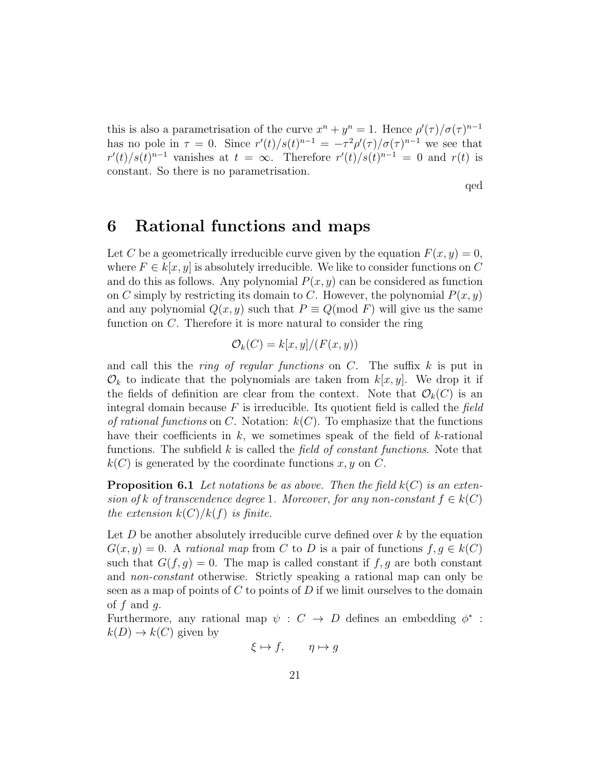this is also a parametrisation of the curve $x^n + y^n = 1$. Hence $\rho'(\tau)/\sigma(\tau)^{n-1}$ has no pole in $\tau = 0$. Since $r'(t)/s(t)^{n-1} = -\tau^2\rho'(\tau)/\sigma(\tau)^{n-1}$ we see that $r'(t)/s(t)^{n-1}$ vanishes at $t = \infty$. Therefore $r'(t)/s(t)^{n-1} = 0$ and $r(t)$ is constant. So there is no parametrisation.

qed

# 6 Rational functions and maps

Let $C$ be a geometrically irreducible curve given by the equation $F(x, y) = 0$, where $F \in k[x, y]$ is absolutely irreducible. We like to consider functions on $C$ and do this as follows. Any polynomial $P(x, y)$ can be considered as function on $C$ simply by restricting its domain to $C$. However, the polynomial $P(x, y)$ and any polynomial $Q(x, y)$ such that $P \equiv Q(\text{mod } F)$ will give us the same function on $C$. Therefore it is more natural to consider the ring

$$\mathcal{O}_k(C) = k[x, y]/(F(x, y))$$

and call this the *ring of regular functions* on $C$. The suffix $k$ is put in $\mathcal{O}_k$ to indicate that the polynomials are taken from $k[x, y]$. We drop it if the fields of definition are clear from the context. Note that $\mathcal{O}_k(C)$ is an integral domain because $F$ is irreducible. Its quotient field is called the *field of rational functions* on $C$. Notation: $k(C)$. To emphasize that the functions have their coefficients in $k$, we sometimes speak of the field of $k$-rational functions. The subfield $k$ is called the *field of constant functions.* Note that $k(C)$ is generated by the coordinate functions $x, y$ on $C$.

**Proposition 6.1** *Let notations be as above. Then the field $k(C)$ is an extension of $k$ of transcendence degree 1. Moreover, for any non-constant $f \in k(C)$ the extension $k(C)/k(f)$ is finite.*

Let $D$ be another absolutely irreducible curve defined over $k$ by the equation $G(x, y) = 0$. A *rational map* from $C$ to $D$ is a pair of functions $f, g \in k(C)$ such that $G(f, g) = 0$. The map is called constant if $f, g$ are both constant and *non-constant* otherwise. Strictly speaking a rational map can only be seen as a map of points of $C$ to points of $D$ if we limit ourselves to the domain of $f$ and $g$.

Furthermore, any rational map $\psi : C \to D$ defines an embedding $\phi^* : k(D) \to k(C)$ given by

$$\xi \mapsto f, \qquad \eta \mapsto g$$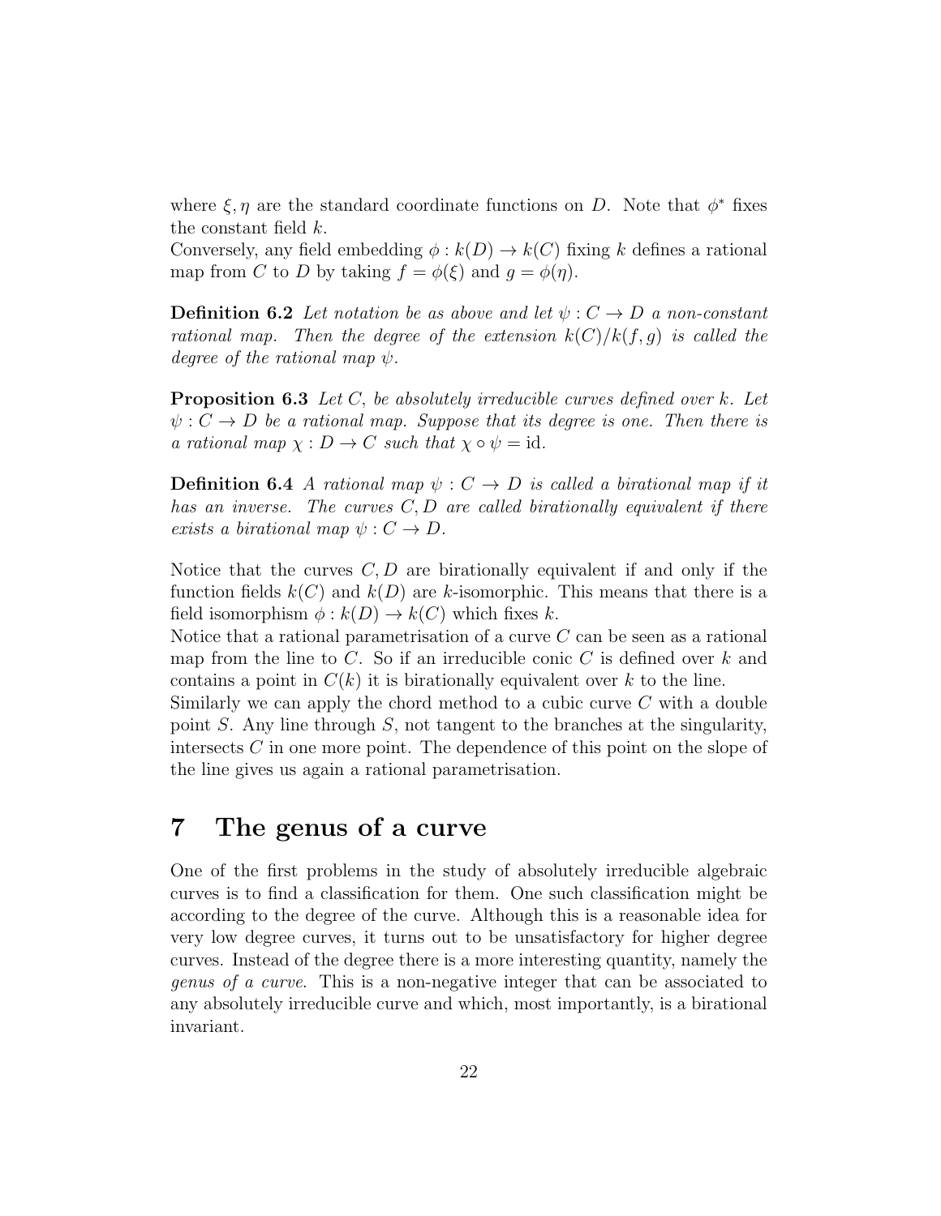where $\xi, \eta$ are the standard coordinate functions on $D$. Note that $\phi^*$ fixes the constant field $k$.

Conversely, any field embedding $\phi : k(D) \to k(C)$ fixing $k$ defines a rational map from $C$ to $D$ by taking $f = \phi(\xi)$ and $g = \phi(\eta)$.

**Definition 6.2** *Let notation be as above and let $\psi : C \to D$ a non-constant rational map. Then the degree of the extension $k(C)/k(f, g)$ is called the degree of the rational map $\psi$.*

**Proposition 6.3** *Let $C$, be absolutely irreducible curves defined over $k$. Let $\psi : C \to D$ be a rational map. Suppose that its degree is one. Then there is a rational map $\chi : D \to C$ such that $\chi \circ \psi = \text{id}$.*

**Definition 6.4** *A rational map $\psi : C \to D$ is called a birational map if it has an inverse. The curves $C, D$ are called birationally equivalent if there exists a birational map $\psi : C \to D$.*

Notice that the curves $C, D$ are birationally equivalent if and only if the function fields $k(C)$ and $k(D)$ are $k$-isomorphic. This means that there is a field isomorphism $\phi : k(D) \to k(C)$ which fixes $k$.

Notice that a rational parametrisation of a curve $C$ can be seen as a rational map from the line to $C$. So if an irreducible conic $C$ is defined over $k$ and contains a point in $C(k)$ it is birationally equivalent over $k$ to the line.

Similarly we can apply the chord method to a cubic curve $C$ with a double point $S$. Any line through $S$, not tangent to the branches at the singularity, intersects $C$ in one more point. The dependence of this point on the slope of the line gives us again a rational parametrisation.

# 7 The genus of a curve

One of the first problems in the study of absolutely irreducible algebraic curves is to find a classification for them. One such classification might be according to the degree of the curve. Although this is a reasonable idea for very low degree curves, it turns out to be unsatisfactory for higher degree curves. Instead of the degree there is a more interesting quantity, namely the *genus of a curve*. This is a non-negative integer that can be associated to any absolutely irreducible curve and which, most importantly, is a birational invariant.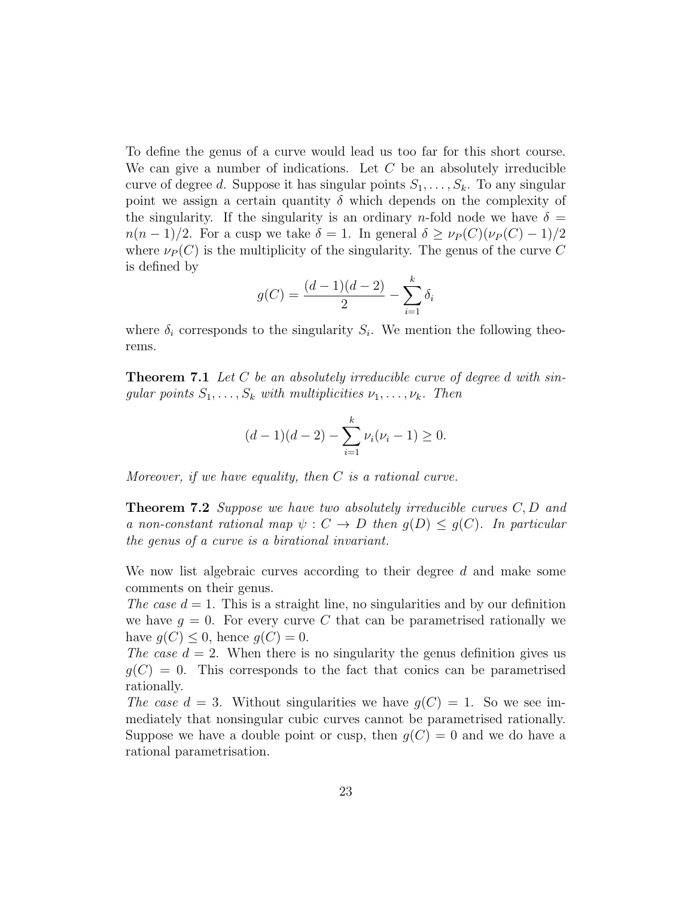To define the genus of a curve would lead us too far for this short course. We can give a number of indications. Let $C$ be an absolutely irreducible curve of degree $d$. Suppose it has singular points $S_1, \ldots, S_k$. To any singular point we assign a certain quantity $\delta$ which depends on the complexity of the singularity. If the singularity is an ordinary $n$-fold node we have $\delta = n(n-1)/2$. For a cusp we take $\delta = 1$. In general $\delta \geq \nu_P(C)(\nu_P(C)-1)/2$ where $\nu_P(C)$ is the multiplicity of the singularity. The genus of the curve $C$ is defined by

$$g(C) = \frac{(d-1)(d-2)}{2} - \sum_{i=1}^{k} \delta_i$$

where $\delta_i$ corresponds to the singularity $S_i$. We mention the following theorems.

**Theorem 7.1** *Let $C$ be an absolutely irreducible curve of degree $d$ with singular points $S_1, \ldots, S_k$ with multiplicities $\nu_1, \ldots, \nu_k$. Then*

$$(d-1)(d-2) - \sum_{i=1}^{k} \nu_i(\nu_i - 1) \geq 0.$$

*Moreover, if we have equality, then $C$ is a rational curve.*

**Theorem 7.2** *Suppose we have two absolutely irreducible curves $C, D$ and a non-constant rational map $\psi : C \to D$ then $g(D) \leq g(C)$. In particular the genus of a curve is a birational invariant.*

We now list algebraic curves according to their degree $d$ and make some comments on their genus.

*The case $d = 1$.* This is a straight line, no singularities and by our definition we have $g = 0$. For every curve $C$ that can be parametrised rationally we have $g(C) \leq 0$, hence $g(C) = 0$.

*The case $d = 2$.* When there is no singularity the genus definition gives us $g(C) = 0$. This corresponds to the fact that conics can be parametrised rationally.

*The case $d = 3$.* Without singularities we have $g(C) = 1$. So we see immediately that nonsingular cubic curves cannot be parametrised rationally. Suppose we have a double point or cusp, then $g(C) = 0$ and we do have a rational parametrisation.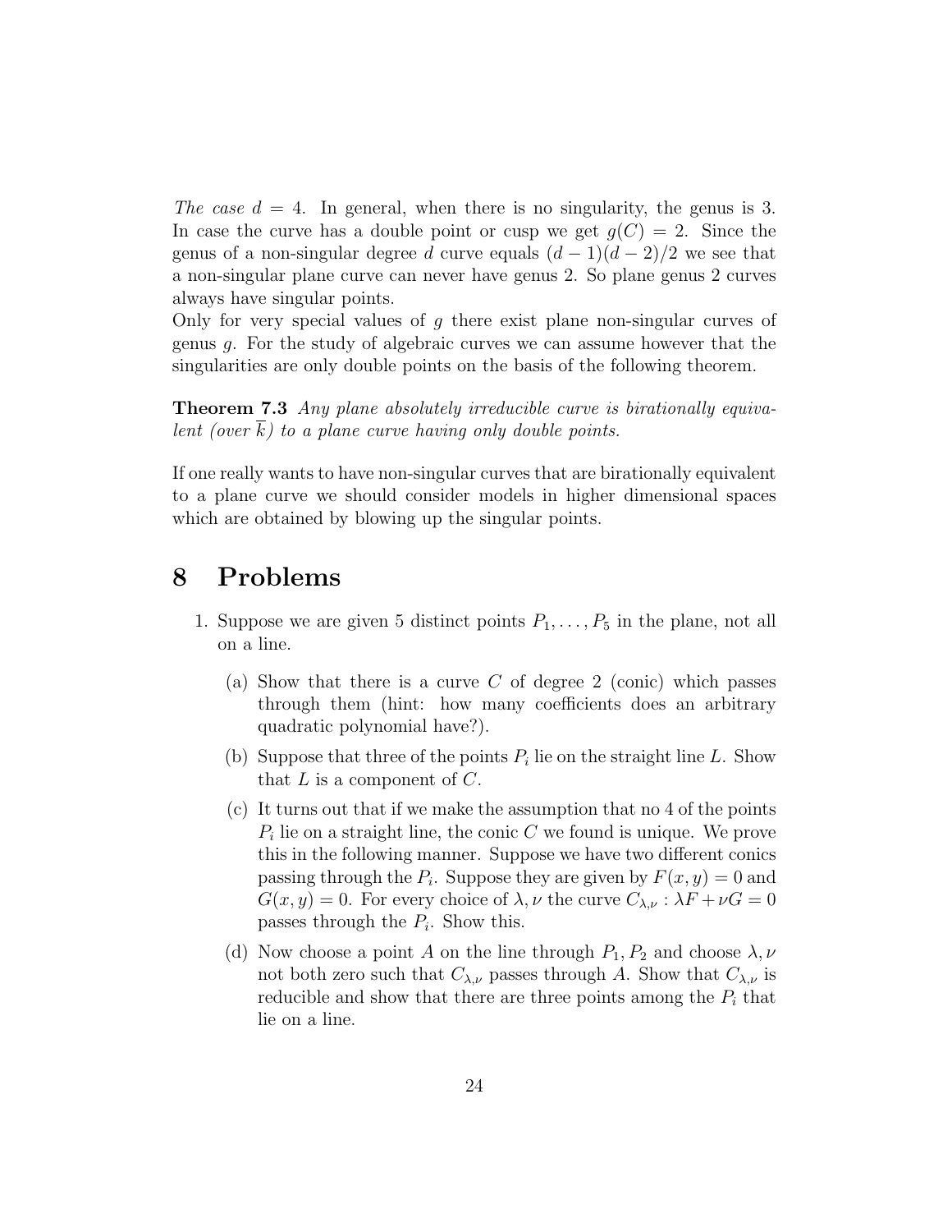*The case* $d = 4$. In general, when there is no singularity, the genus is 3. In case the curve has a double point or cusp we get $g(C) = 2$. Since the genus of a non-singular degree $d$ curve equals $(d-1)(d-2)/2$ we see that a non-singular plane curve can never have genus 2. So plane genus 2 curves always have singular points.

Only for very special values of $g$ there exist plane non-singular curves of genus $g$. For the study of algebraic curves we can assume however that the singularities are only double points on the basis of the following theorem.

**Theorem 7.3** *Any plane absolutely irreducible curve is birationally equivalent (over $\overline{k}$) to a plane curve having only double points.*

If one really wants to have non-singular curves that are birationally equivalent to a plane curve we should consider models in higher dimensional spaces which are obtained by blowing up the singular points.

# 8 Problems

1. Suppose we are given 5 distinct points $P_1, \ldots, P_5$ in the plane, not all on a line.

   (a) Show that there is a curve $C$ of degree 2 (conic) which passes through them (hint: how many coefficients does an arbitrary quadratic polynomial have?).

   (b) Suppose that three of the points $P_i$ lie on the straight line $L$. Show that $L$ is a component of $C$.

   (c) It turns out that if we make the assumption that no 4 of the points $P_i$ lie on a straight line, the conic $C$ we found is unique. We prove this in the following manner. Suppose we have two different conics passing through the $P_i$. Suppose they are given by $F(x, y) = 0$ and $G(x, y) = 0$. For every choice of $\lambda, \nu$ the curve $C_{\lambda,\nu} : \lambda F + \nu G = 0$ passes through the $P_i$. Show this.

   (d) Now choose a point $A$ on the line through $P_1, P_2$ and choose $\lambda, \nu$ not both zero such that $C_{\lambda,\nu}$ passes through $A$. Show that $C_{\lambda,\nu}$ is reducible and show that there are three points among the $P_i$ that lie on a line.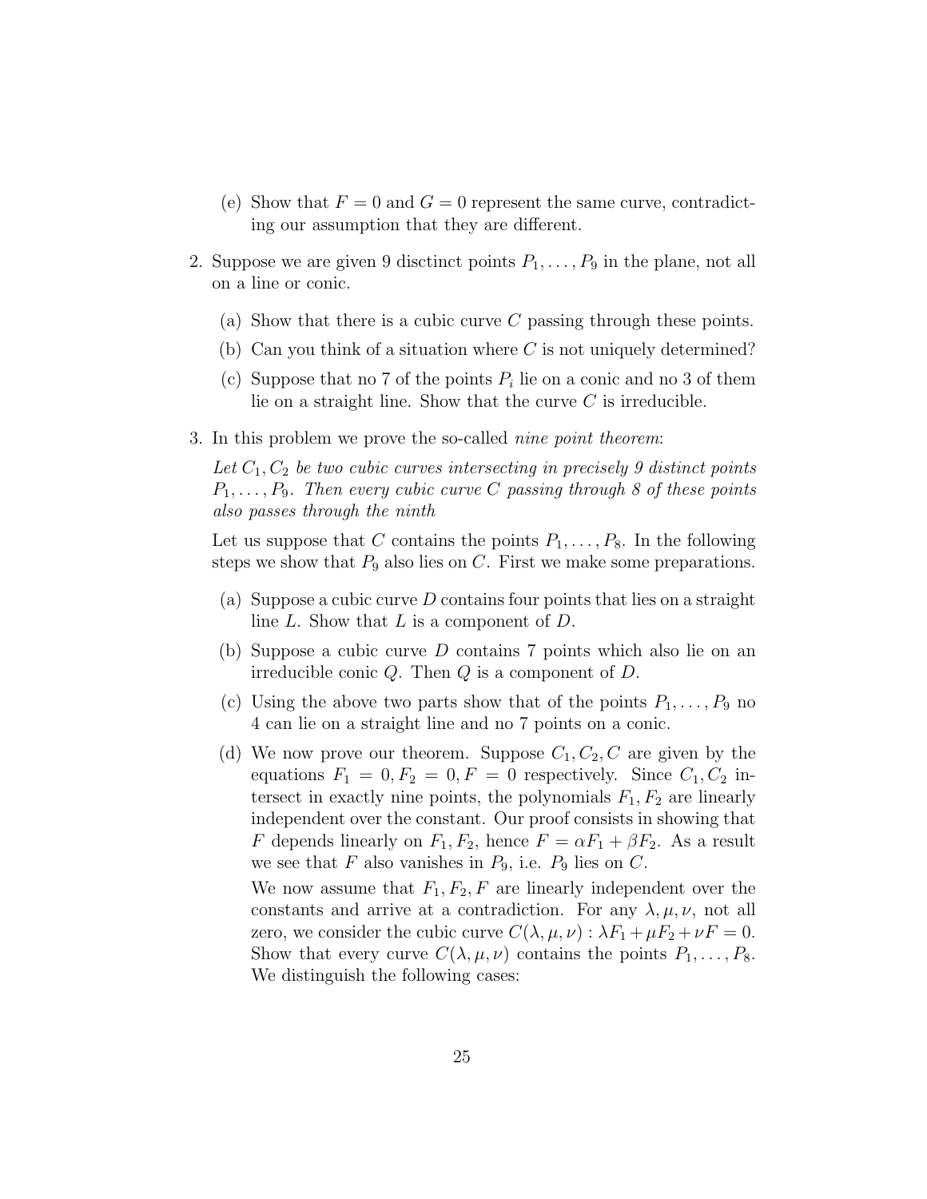(e) Show that $F = 0$ and $G = 0$ represent the same curve, contradicting our assumption that they are different.

2. Suppose we are given 9 disctinct points $P_1, \ldots, P_9$ in the plane, not all on a line or conic.

   (a) Show that there is a cubic curve $C$ passing through these points.

   (b) Can you think of a situation where $C$ is not uniquely determined?

   (c) Suppose that no 7 of the points $P_i$ lie on a conic and no 3 of them lie on a straight line. Show that the curve $C$ is irreducible.

3. In this problem we prove the so-called *nine point theorem*:

   *Let $C_1, C_2$ be two cubic curves intersecting in precisely 9 distinct points $P_1, \ldots, P_9$. Then every cubic curve $C$ passing through 8 of these points also passes through the ninth*

   Let us suppose that $C$ contains the points $P_1, \ldots, P_8$. In the following steps we show that $P_9$ also lies on $C$. First we make some preparations.

   (a) Suppose a cubic curve $D$ contains four points that lies on a straight line $L$. Show that $L$ is a component of $D$.

   (b) Suppose a cubic curve $D$ contains 7 points which also lie on an irreducible conic $Q$. Then $Q$ is a component of $D$.

   (c) Using the above two parts show that of the points $P_1, \ldots, P_9$ no 4 can lie on a straight line and no 7 points on a conic.

   (d) We now prove our theorem. Suppose $C_1, C_2, C$ are given by the equations $F_1 = 0, F_2 = 0, F = 0$ respectively. Since $C_1, C_2$ intersect in exactly nine points, the polynomials $F_1, F_2$ are linearly independent over the constant. Our proof consists in showing that $F$ depends linearly on $F_1, F_2$, hence $F = \alpha F_1 + \beta F_2$. As a result we see that $F$ also vanishes in $P_9$, i.e. $P_9$ lies on $C$.

   We now assume that $F_1, F_2, F$ are linearly independent over the constants and arrive at a contradiction. For any $\lambda, \mu, \nu$, not all zero, we consider the cubic curve $C(\lambda, \mu, \nu) : \lambda F_1 + \mu F_2 + \nu F = 0$. Show that every curve $C(\lambda, \mu, \nu)$ contains the points $P_1, \ldots, P_8$. We distinguish the following cases: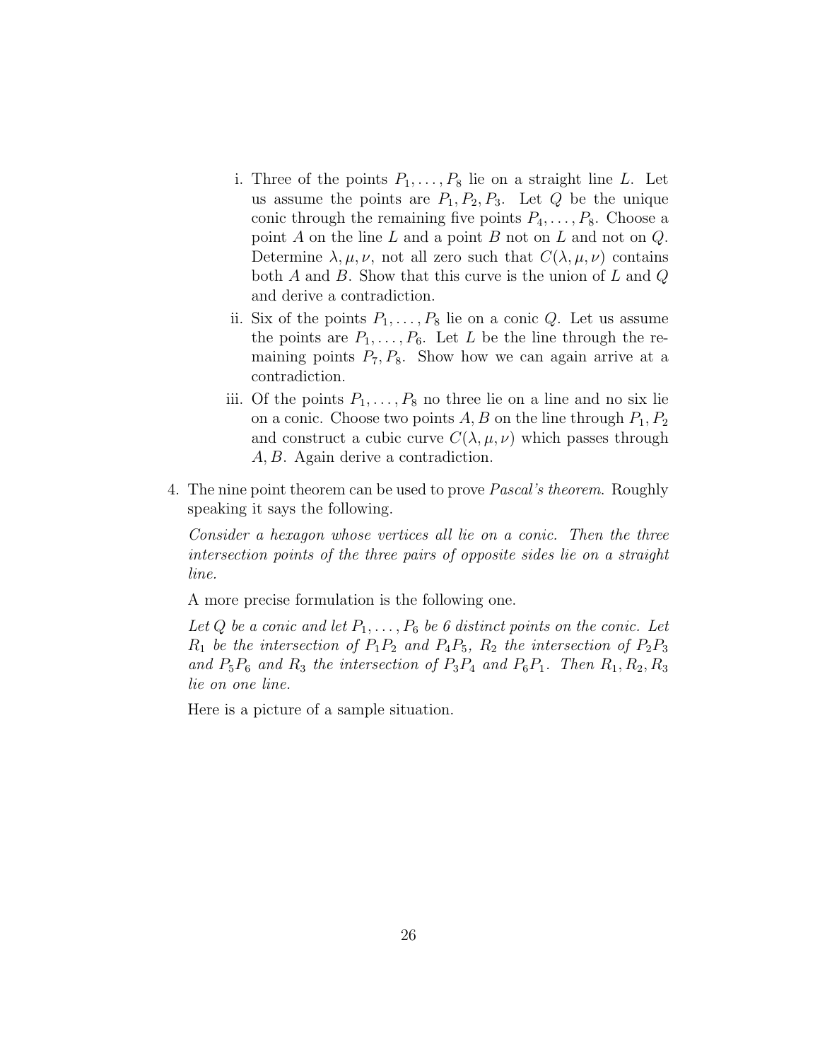i. Three of the points $P_1, \ldots, P_8$ lie on a straight line $L$. Let us assume the points are $P_1, P_2, P_3$. Let $Q$ be the unique conic through the remaining five points $P_4, \ldots, P_8$. Choose a point $A$ on the line $L$ and a point $B$ not on $L$ and not on $Q$. Determine $\lambda, \mu, \nu$, not all zero such that $C(\lambda, \mu, \nu)$ contains both $A$ and $B$. Show that this curve is the union of $L$ and $Q$ and derive a contradiction.

ii. Six of the points $P_1, \ldots, P_8$ lie on a conic $Q$. Let us assume the points are $P_1, \ldots, P_6$. Let $L$ be the line through the remaining points $P_7, P_8$. Show how we can again arrive at a contradiction.

iii. Of the points $P_1, \ldots, P_8$ no three lie on a line and no six lie on a conic. Choose two points $A, B$ on the line through $P_1, P_2$ and construct a cubic curve $C(\lambda, \mu, \nu)$ which passes through $A, B$. Again derive a contradiction.

4. The nine point theorem can be used to prove *Pascal's theorem*. Roughly speaking it says the following.

   *Consider a hexagon whose vertices all lie on a conic. Then the three intersection points of the three pairs of opposite sides lie on a straight line.*

   A more precise formulation is the following one.

   *Let $Q$ be a conic and let $P_1, \ldots, P_6$ be 6 distinct points on the conic. Let $R_1$ be the intersection of $P_1P_2$ and $P_4P_5$, $R_2$ the intersection of $P_2P_3$ and $P_5P_6$ and $R_3$ the intersection of $P_3P_4$ and $P_6P_1$. Then $R_1, R_2, R_3$ lie on one line.*

   Here is a picture of a sample situation.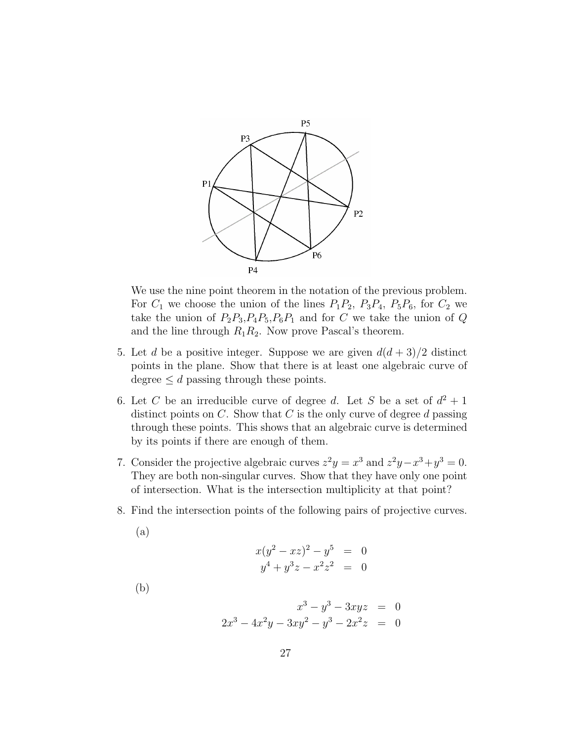We use the nine point theorem in the notation of the previous problem. For $C_1$ we choose the union of the lines $P_1P_2$, $P_3P_4$, $P_5P_6$, for $C_2$ we take the union of $P_2P_3$,$P_4P_5$,$P_6P_1$ and for $C$ we take the union of $Q$ and the line through $R_1R_2$. Now prove Pascal's theorem.

5. Let $d$ be a positive integer. Suppose we are given $d(d+3)/2$ distinct points in the plane. Show that there is at least one algebraic curve of degree $\leq d$ passing through these points.

6. Let $C$ be an irreducible curve of degree $d$. Let $S$ be a set of $d^2+1$ distinct points on $C$. Show that $C$ is the only curve of degree $d$ passing through these points. This shows that an algebraic curve is determined by its points if there are enough of them.

7. Consider the projective algebraic curves $z^2y = x^3$ and $z^2y - x^3 + y^3 = 0$. They are both non-singular curves. Show that they have only one point of intersection. What is the intersection multiplicity at that point?

8. Find the intersection points of the following pairs of projective curves.

   (a)
$$\begin{aligned} x(y^2 - xz)^2 - y^5 &= 0 \\ y^4 + y^3z - x^2z^2 &= 0 \end{aligned}$$

   (b)
$$\begin{aligned} x^3 - y^3 - 3xyz &= 0 \\ 2x^3 - 4x^2y - 3xy^2 - y^3 - 2x^2z &= 0 \end{aligned}$$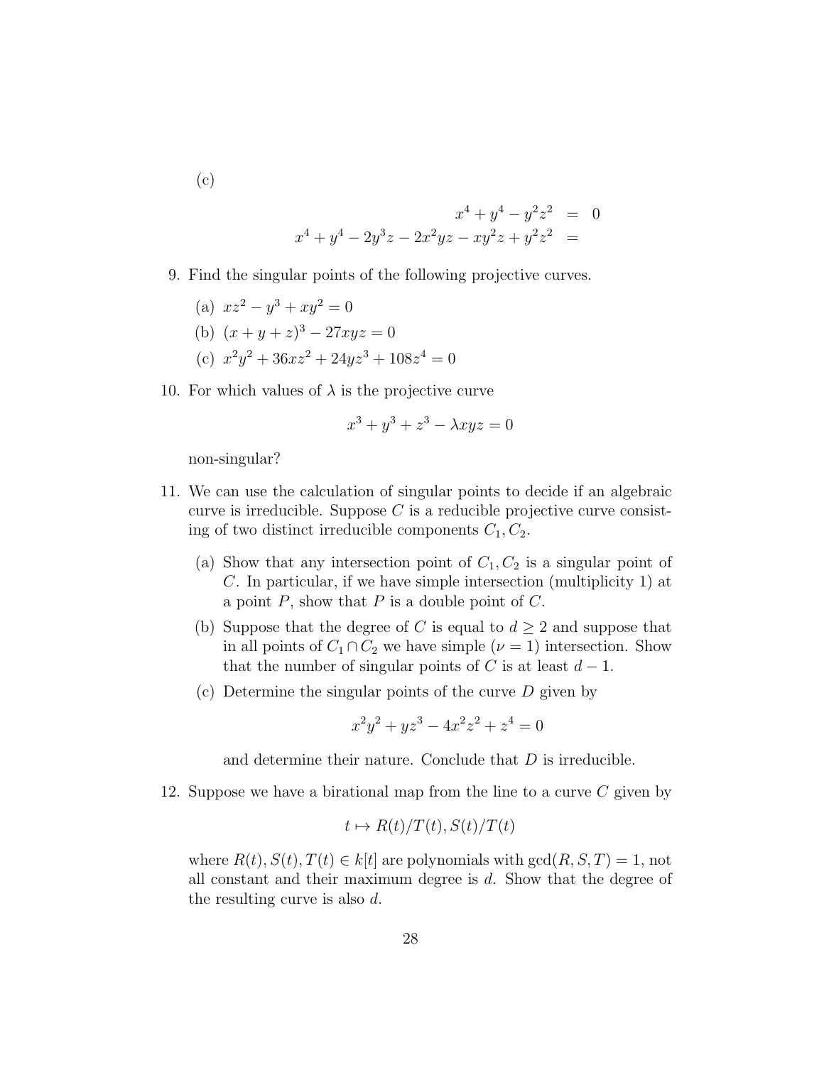(c)

$$\begin{aligned} x^4 + y^4 - y^2z^2 &= 0 \\ x^4 + y^4 - 2y^3z - 2x^2yz - xy^2z + y^2z^2 &= \end{aligned}$$

9. Find the singular points of the following projective curves.

   (a) $xz^2 - y^3 + xy^2 = 0$

   (b) $(x + y + z)^3 - 27xyz = 0$

   (c) $x^2y^2 + 36xz^2 + 24yz^3 + 108z^4 = 0$

10. For which values of $\lambda$ is the projective curve

$$x^3 + y^3 + z^3 - \lambda xyz = 0$$

non-singular?

11. We can use the calculation of singular points to decide if an algebraic curve is irreducible. Suppose $C$ is a reducible projective curve consisting of two distinct irreducible components $C_1, C_2$.

    (a) Show that any intersection point of $C_1, C_2$ is a singular point of $C$. In particular, if we have simple intersection (multiplicity 1) at a point $P$, show that $P$ is a double point of $C$.

    (b) Suppose that the degree of $C$ is equal to $d \geq 2$ and suppose that in all points of $C_1 \cap C_2$ we have simple ($\nu = 1$) intersection. Show that the number of singular points of $C$ is at least $d - 1$.

    (c) Determine the singular points of the curve $D$ given by

$$x^2y^2 + yz^3 - 4x^2z^2 + z^4 = 0$$

and determine their nature. Conclude that $D$ is irreducible.

12. Suppose we have a birational map from the line to a curve $C$ given by

$$t \mapsto R(t)/T(t), S(t)/T(t)$$

where $R(t), S(t), T(t) \in k[t]$ are polynomials with $\gcd(R, S, T) = 1$, not all constant and their maximum degree is $d$. Show that the degree of the resulting curve is also $d$.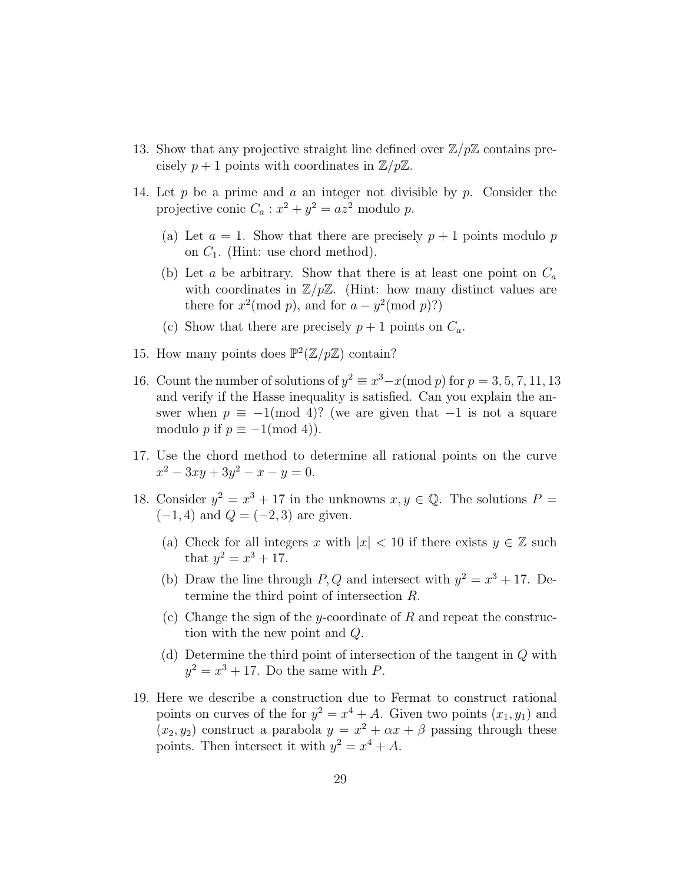13. Show that any projective straight line defined over $\mathbb{Z}/p\mathbb{Z}$ contains precisely $p+1$ points with coordinates in $\mathbb{Z}/p\mathbb{Z}$.

14. Let $p$ be a prime and $a$ an integer not divisible by $p$. Consider the projective conic $C_a : x^2 + y^2 = az^2$ modulo $p$.

    (a) Let $a = 1$. Show that there are precisely $p+1$ points modulo $p$ on $C_1$. (Hint: use chord method).

    (b) Let $a$ be arbitrary. Show that there is at least one point on $C_a$ with coordinates in $\mathbb{Z}/p\mathbb{Z}$. (Hint: how many distinct values are there for $x^2 (\text{mod } p)$, and for $a - y^2 (\text{mod } p)$?)

    (c) Show that there are precisely $p+1$ points on $C_a$.

15. How many points does $\mathbb{P}^2(\mathbb{Z}/p\mathbb{Z})$ contain?

16. Count the number of solutions of $y^2 \equiv x^3 - x (\text{mod } p)$ for $p = 3, 5, 7, 11, 13$ and verify if the Hasse inequality is satisfied. Can you explain the answer when $p \equiv -1 (\text{mod } 4)$? (we are given that $-1$ is not a square modulo $p$ if $p \equiv -1 (\text{mod } 4)$).

17. Use the chord method to determine all rational points on the curve $x^2 - 3xy + 3y^2 - x - y = 0$.

18. Consider $y^2 = x^3 + 17$ in the unknowns $x, y \in \mathbb{Q}$. The solutions $P = (-1, 4)$ and $Q = (-2, 3)$ are given.

    (a) Check for all integers $x$ with $|x| < 10$ if there exists $y \in \mathbb{Z}$ such that $y^2 = x^3 + 17$.

    (b) Draw the line through $P, Q$ and intersect with $y^2 = x^3 + 17$. Determine the third point of intersection $R$.

    (c) Change the sign of the $y$-coordinate of $R$ and repeat the construction with the new point and $Q$.

    (d) Determine the third point of intersection of the tangent in $Q$ with $y^2 = x^3 + 17$. Do the same with $P$.

19. Here we describe a construction due to Fermat to construct rational points on curves of the for $y^2 = x^4 + A$. Given two points $(x_1, y_1)$ and $(x_2, y_2)$ construct a parabola $y = x^2 + \alpha x + \beta$ passing through these points. Then intersect it with $y^2 = x^4 + A$.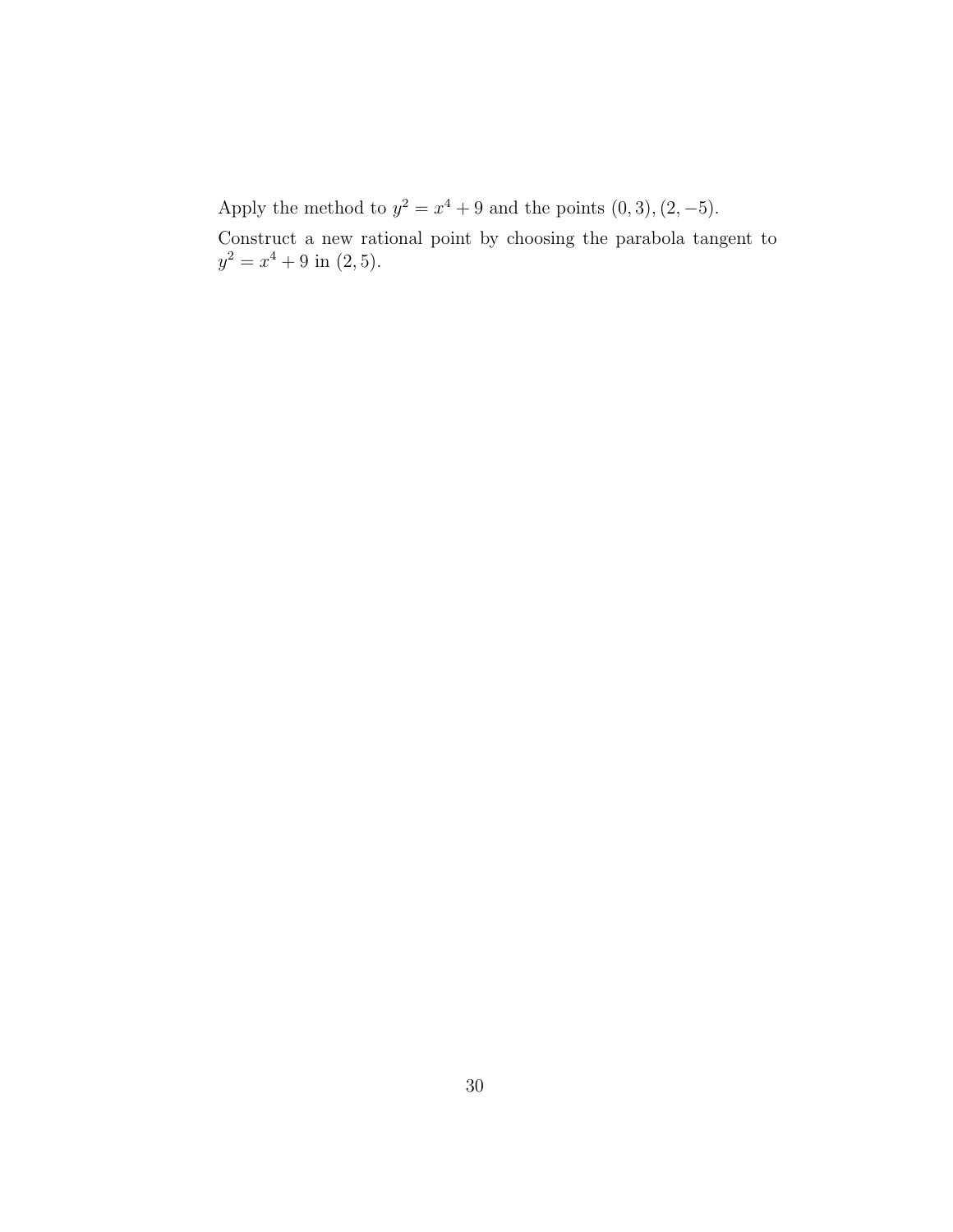Apply the method to $y^2 = x^4 + 9$ and the points $(0, 3), (2, -5)$.

Construct a new rational point by choosing the parabola tangent to $y^2 = x^4 + 9$ in $(2, 5)$.